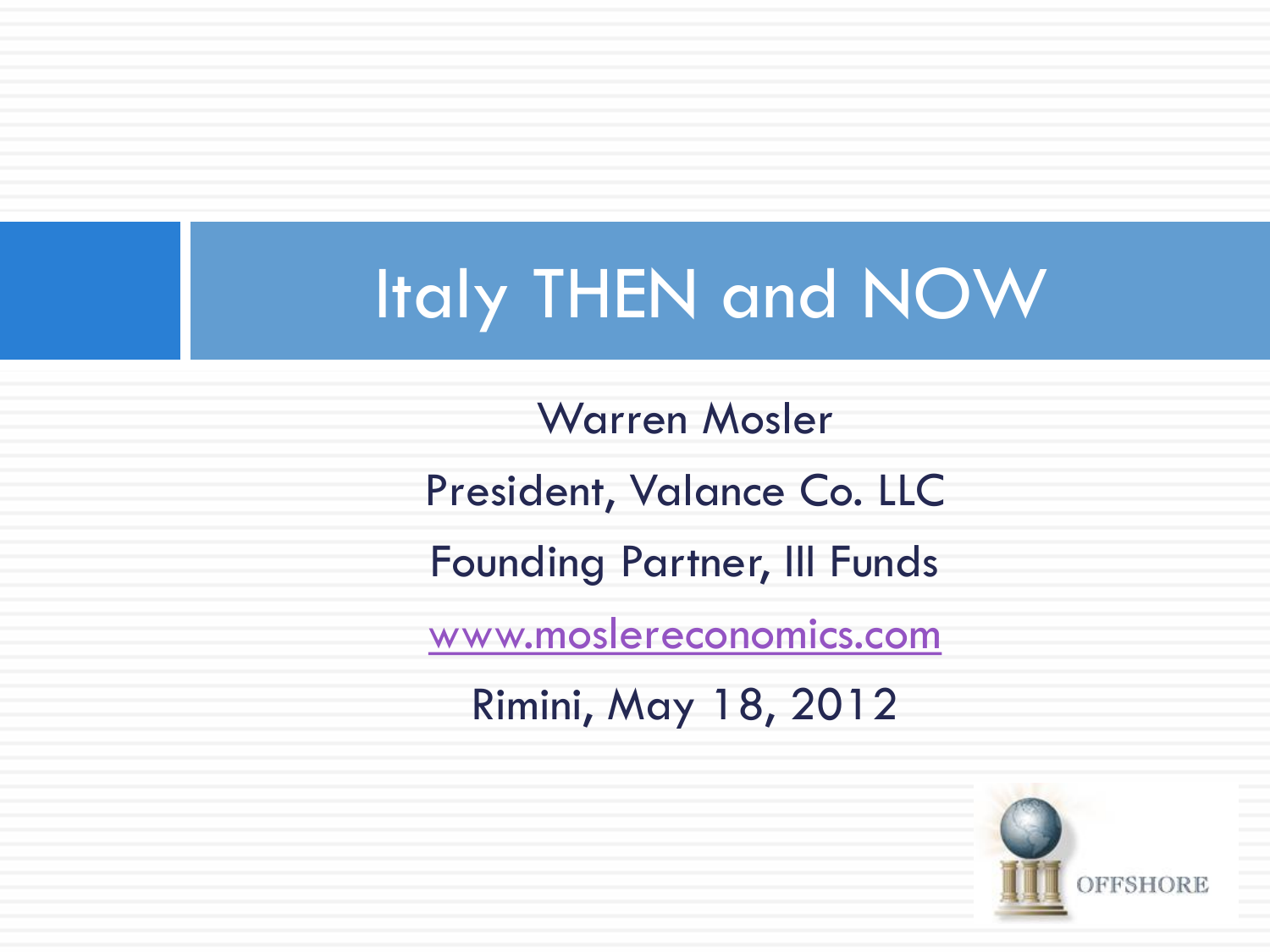# Italy THEN and NOW

Warren Mosler

President, Valance Co. LLC

Founding Partner, III Funds

www.moslereconomics.com

Rimini, May 18, 2012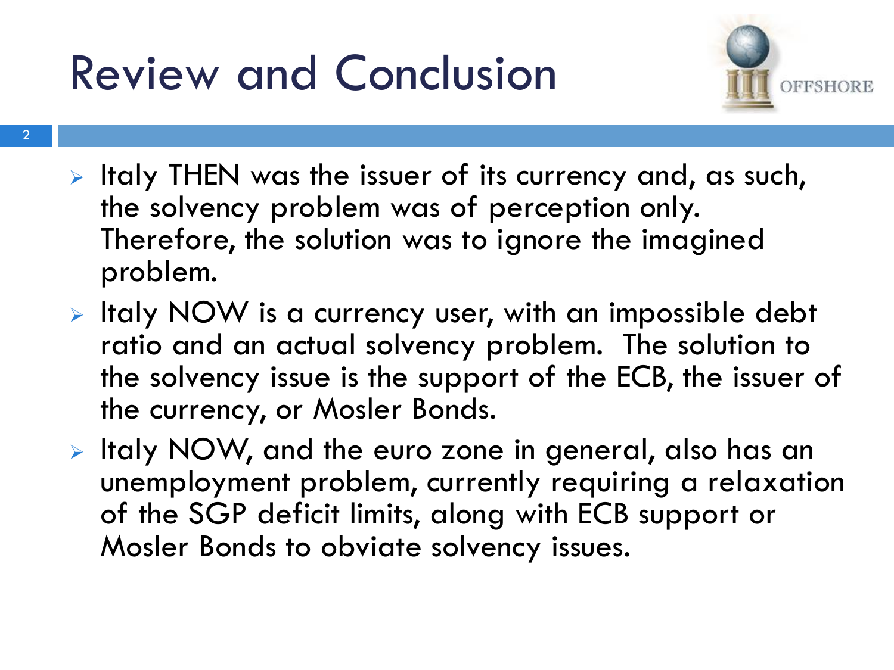# Review and Conclusion

- Italy THEN was the issuer of its currency and, as such, the solvency problem was of perception only. Therefore, the solution was to ignore the imagined problem.
- Italy NOW is a currency user, with an impossible debt ratio and an actual solvency problem. The solution to the solvency issue is the support of the ECB, the issuer of the currency, or Mosler Bonds.
- Italy NOW, and the euro zone in general, also has an unemployment problem, currently requiring a relaxation of the SGP deficit limits, along with ECB support or Mosler Bonds to obviate solvency issues.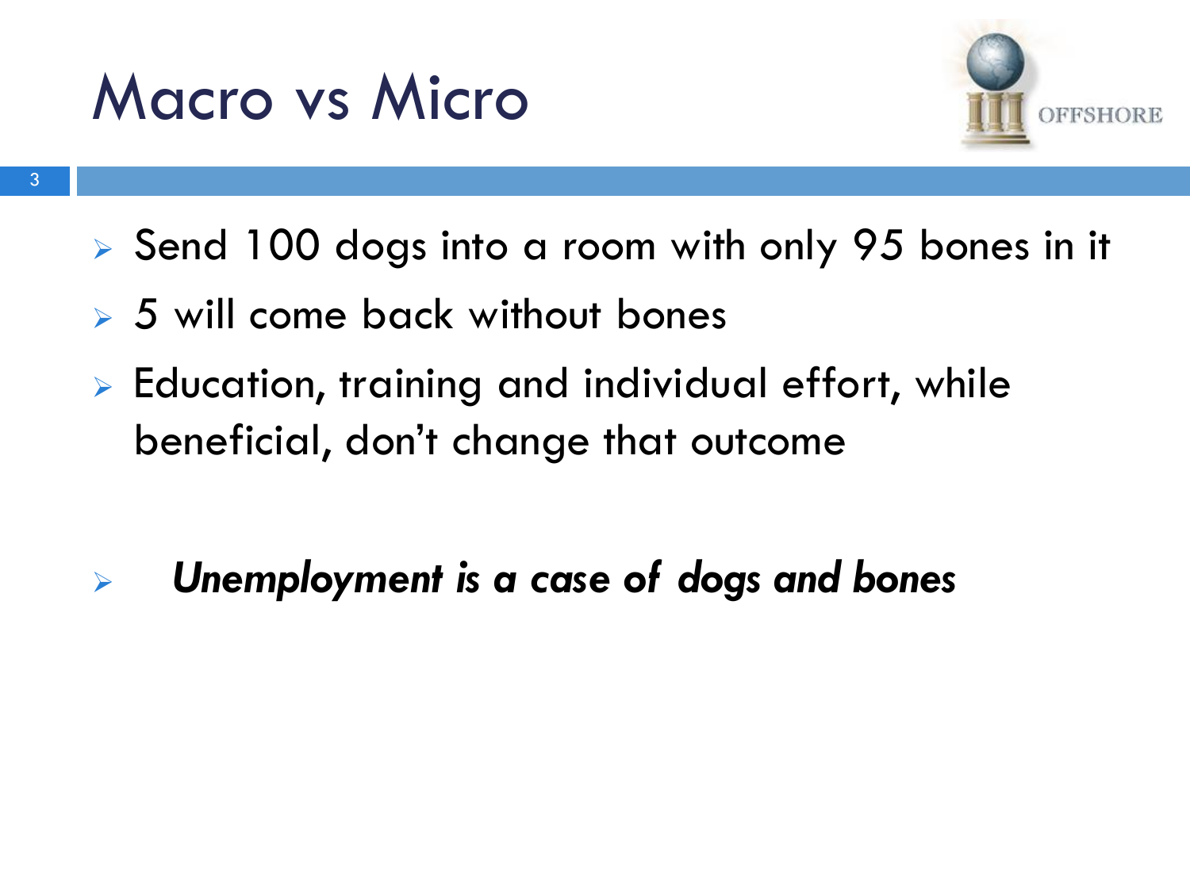# Macro vs Micro

- Send 100 dogs into a room with only 95 bones in it
- 5 will come back without bones
- Education, training and individual effort, while beneficial, don't change that outcome

- ***Unemployment is a case of dogs and bones***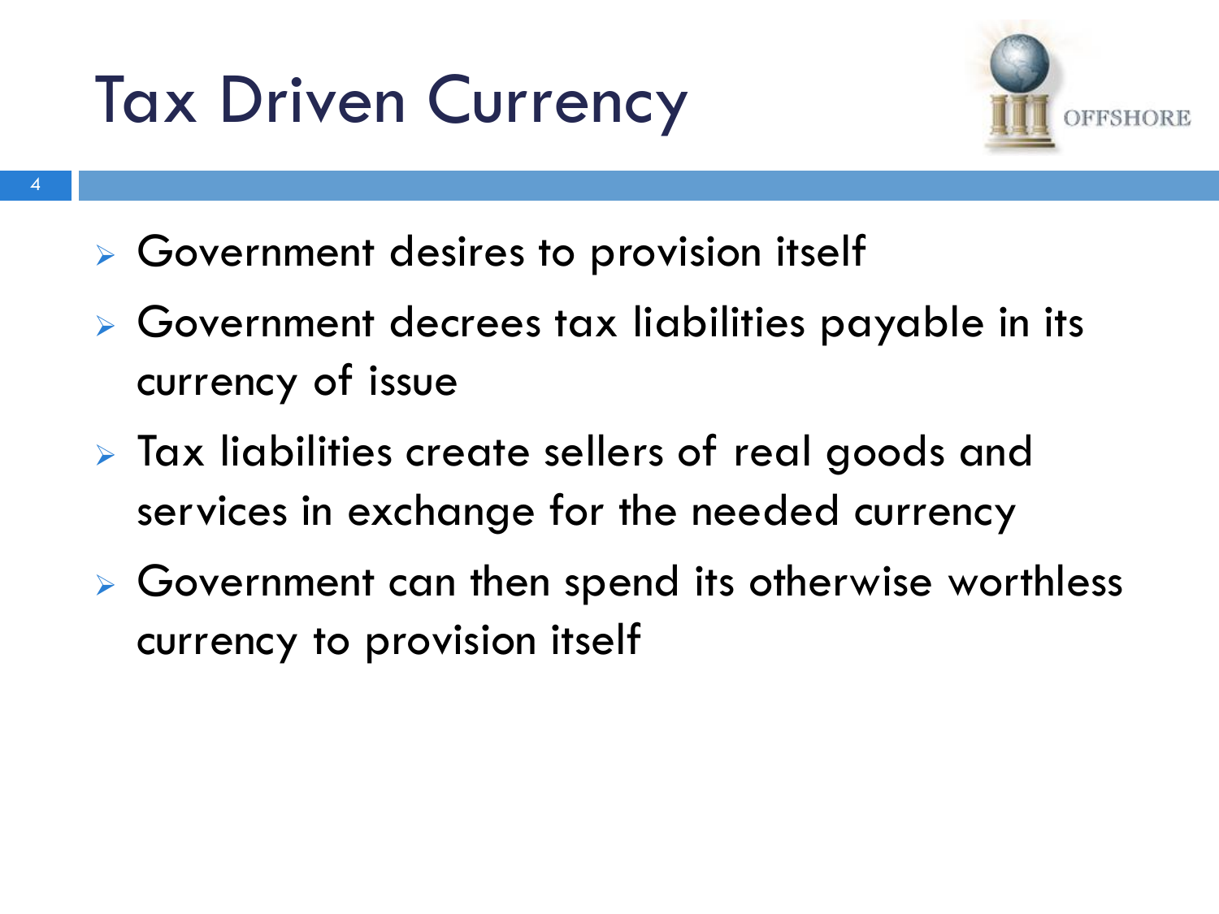# Tax Driven Currency

- Government desires to provision itself
- Government decrees tax liabilities payable in its currency of issue
- Tax liabilities create sellers of real goods and services in exchange for the needed currency
- Government can then spend its otherwise worthless currency to provision itself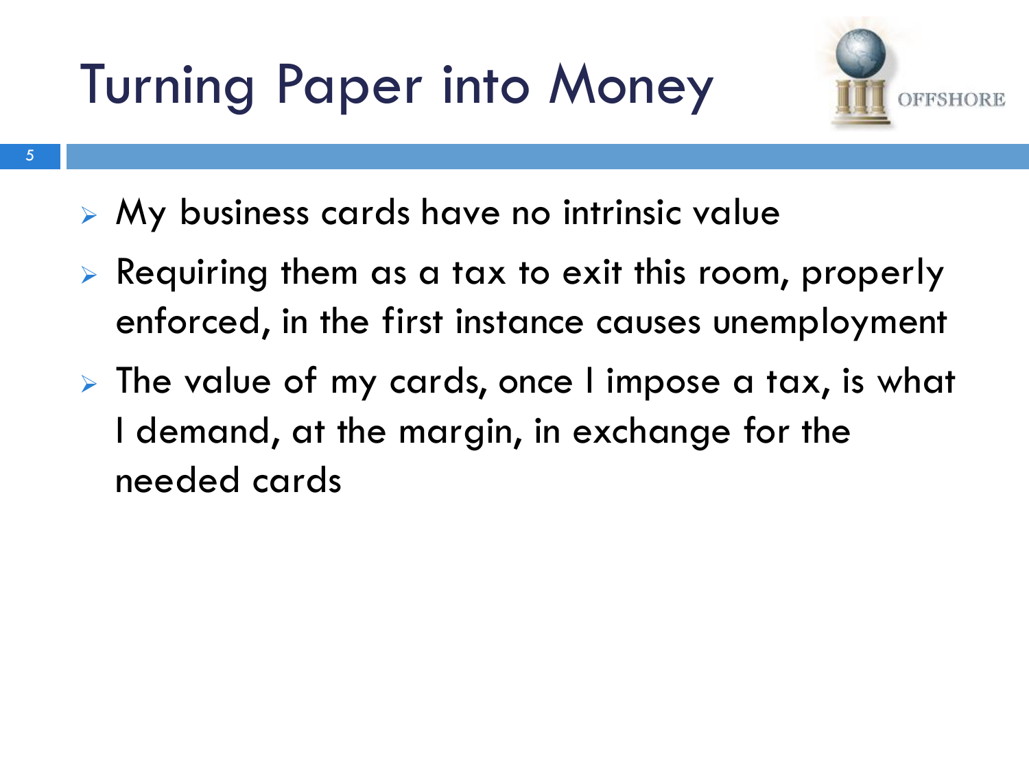# Turning Paper into Money

- My business cards have no intrinsic value
- Requiring them as a tax to exit this room, properly enforced, in the first instance causes unemployment
- The value of my cards, once I impose a tax, is what I demand, at the margin, in exchange for the needed cards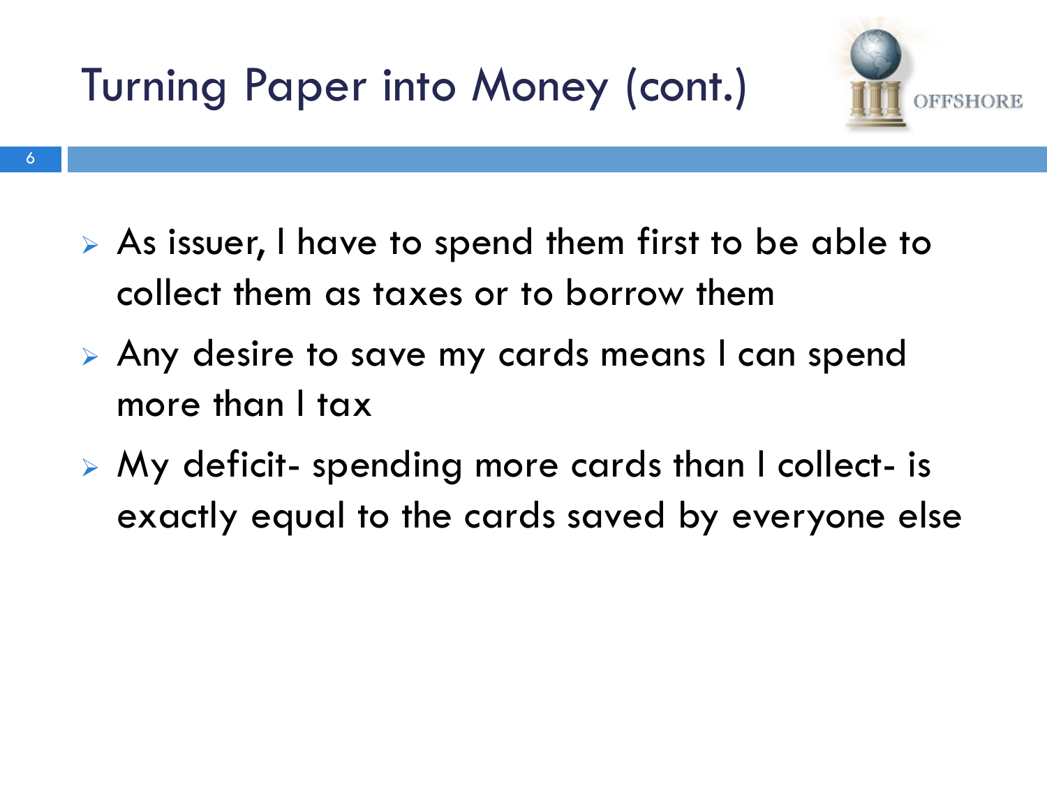# Turning Paper into Money (cont.)

- As issuer, I have to spend them first to be able to collect them as taxes or to borrow them
- Any desire to save my cards means I can spend more than I tax
- My deficit- spending more cards than I collect- is exactly equal to the cards saved by everyone else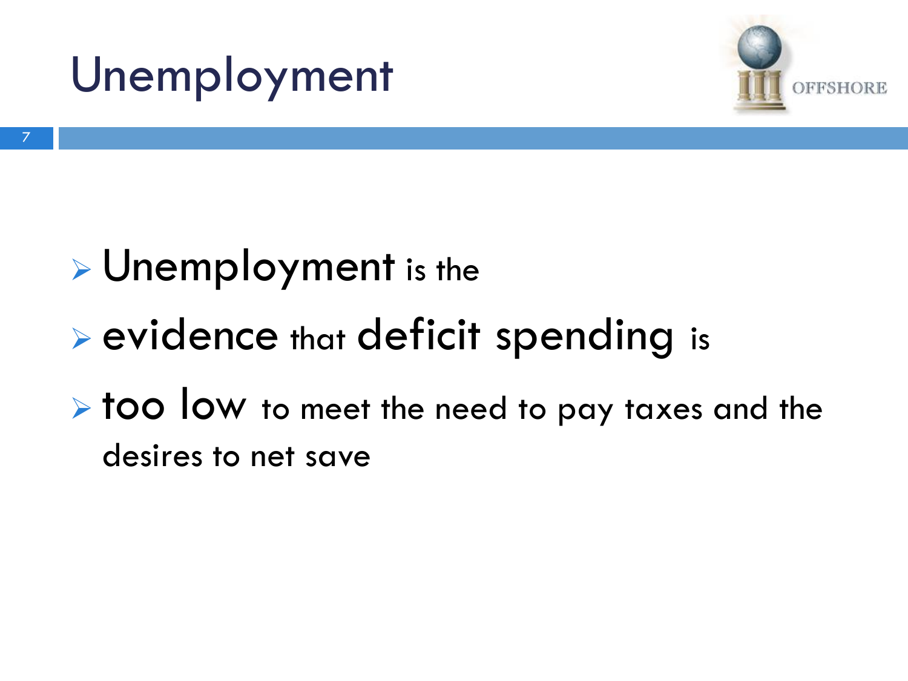# Unemployment

- Unemployment is the
- evidence that deficit spending is
- too low to meet the need to pay taxes and the desires to net save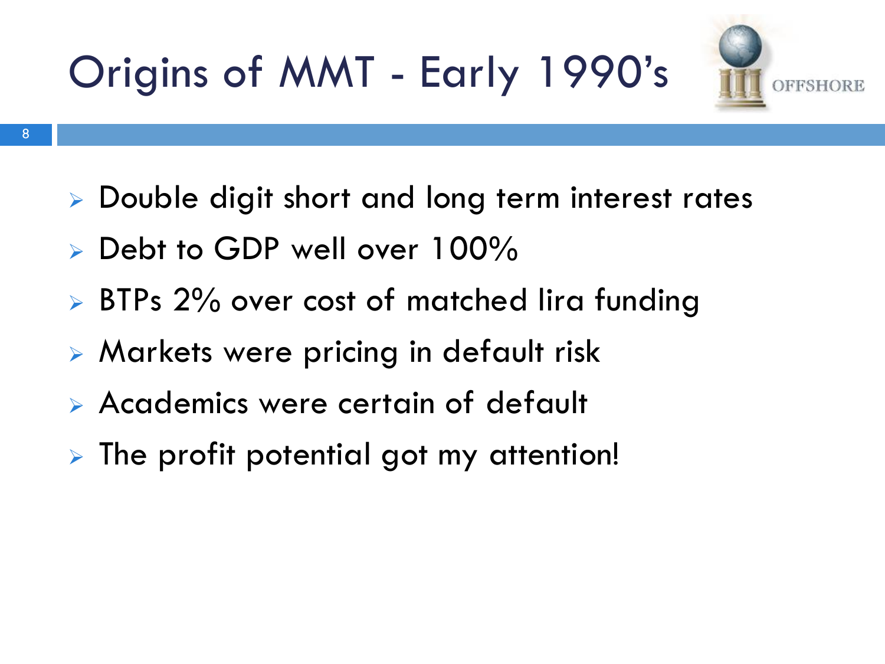# Origins of MMT - Early 1990's

- Double digit short and long term interest rates
- Debt to GDP well over 100%
- BTPs 2% over cost of matched lira funding
- Markets were pricing in default risk
- Academics were certain of default
- The profit potential got my attention!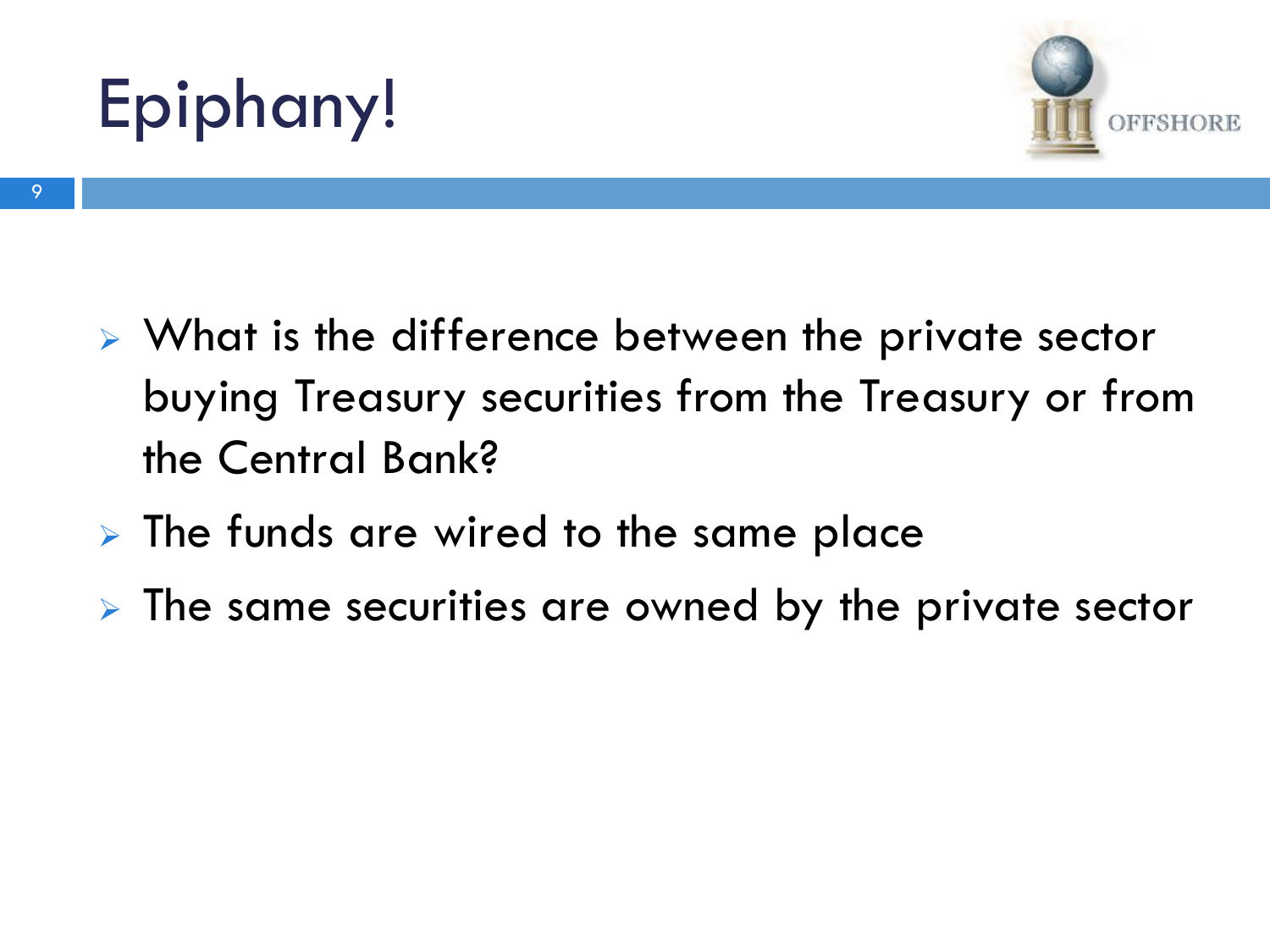# Epiphany!

- What is the difference between the private sector buying Treasury securities from the Treasury or from the Central Bank?
- The funds are wired to the same place
- The same securities are owned by the private sector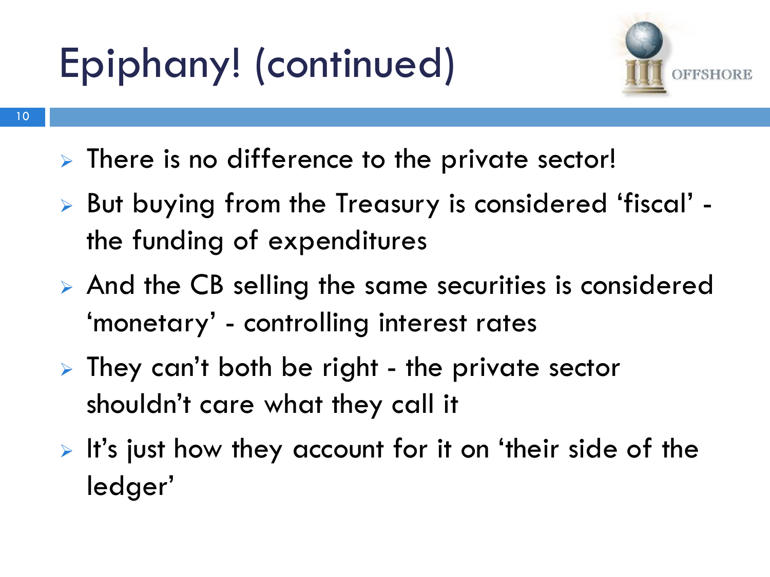# Epiphany! (continued)

- There is no difference to the private sector!
- But buying from the Treasury is considered 'fiscal' - the funding of expenditures
- And the CB selling the same securities is considered 'monetary' - controlling interest rates
- They can't both be right - the private sector shouldn't care what they call it
- It's just how they account for it on 'their side of the ledger'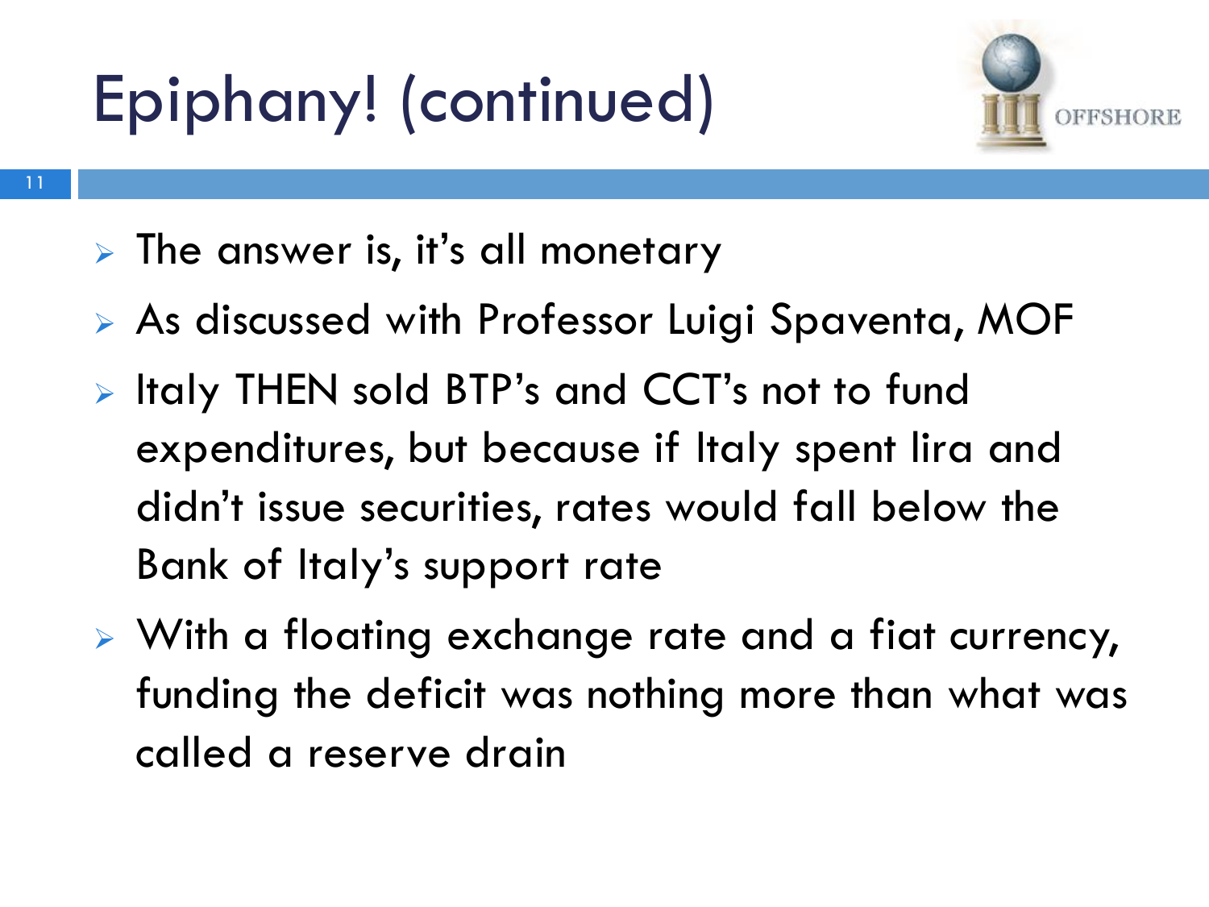# Epiphany! (continued)

- The answer is, it's all monetary
- As discussed with Professor Luigi Spaventa, MOF
- Italy THEN sold BTP's and CCT's not to fund expenditures, but because if Italy spent lira and didn't issue securities, rates would fall below the Bank of Italy's support rate
- With a floating exchange rate and a fiat currency, funding the deficit was nothing more than what was called a reserve drain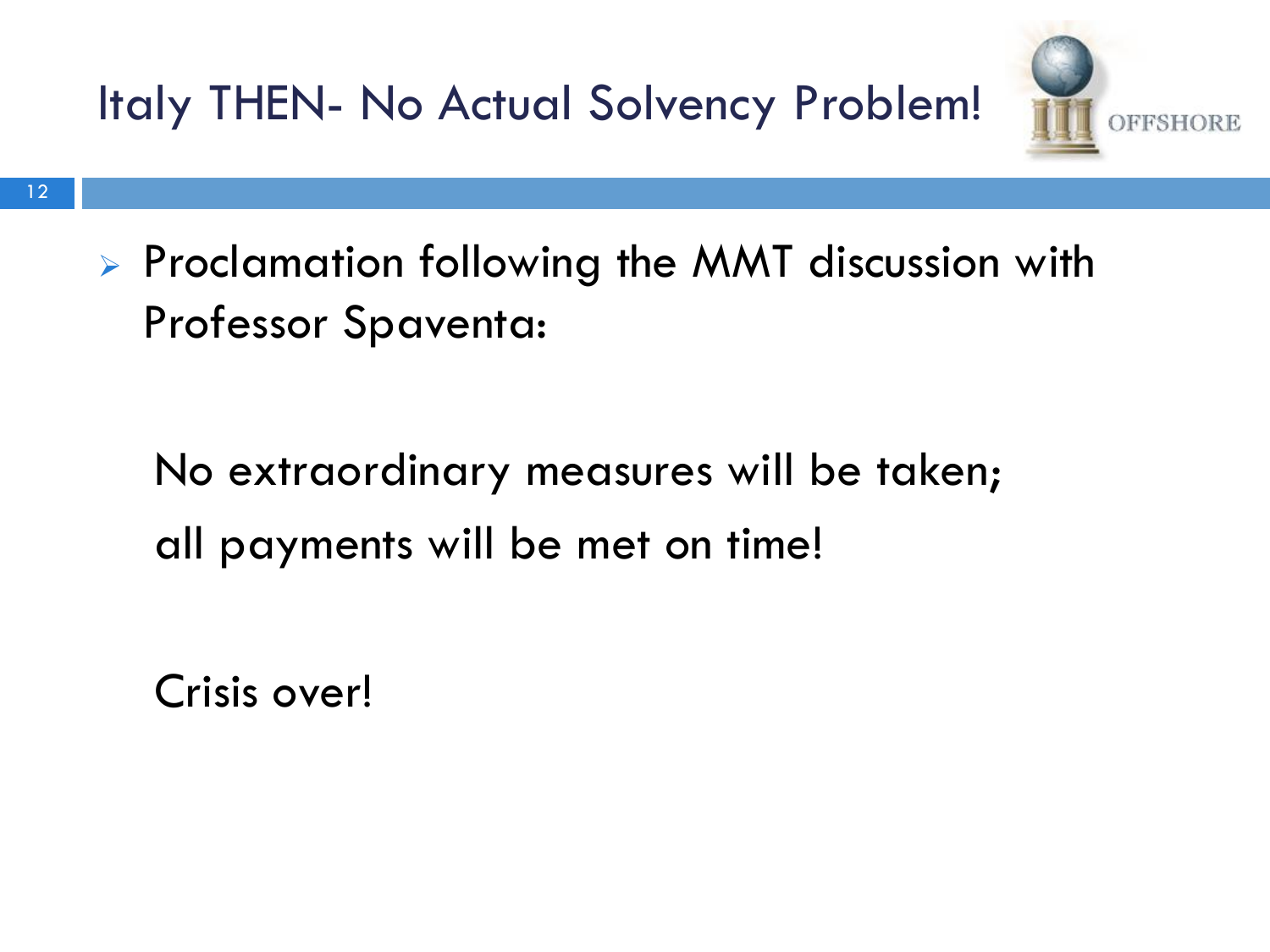# Italy THEN- No Actual Solvency Problem!

- Proclamation following the MMT discussion with Professor Spaventa:

  No extraordinary measures will be taken;
  all payments will be met on time!

  Crisis over!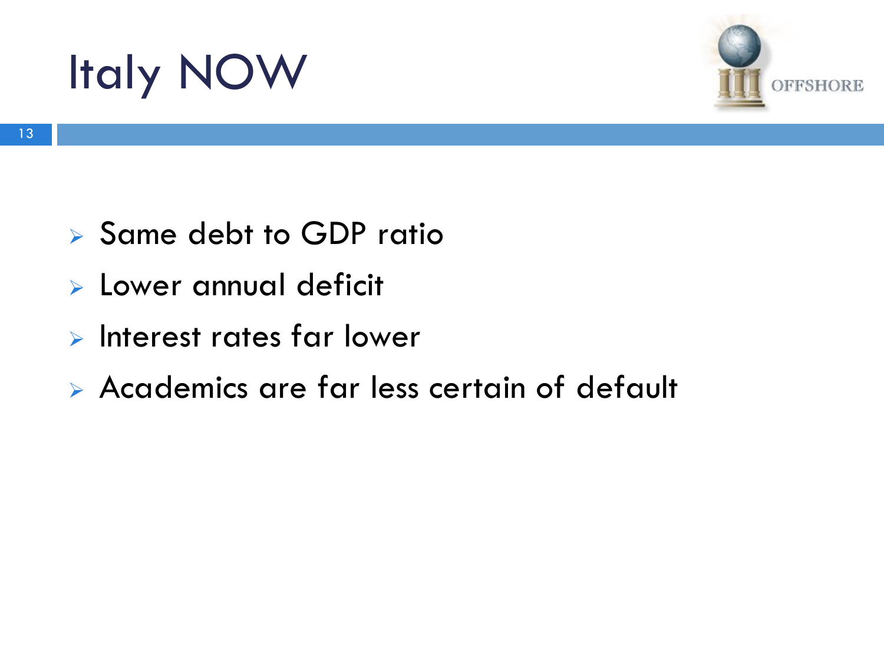# Italy NOW

- Same debt to GDP ratio
- Lower annual deficit
- Interest rates far lower
- Academics are far less certain of default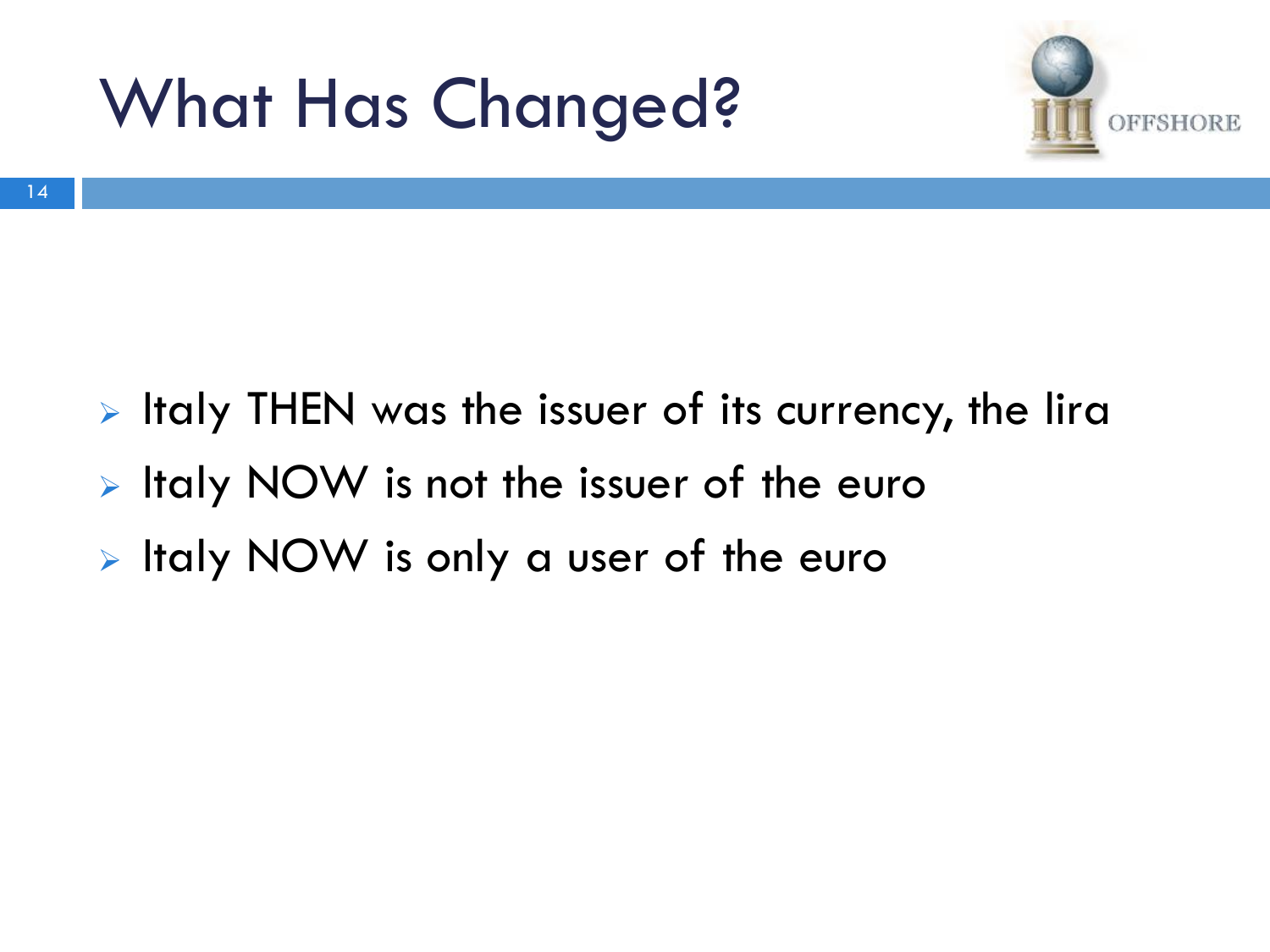# What Has Changed?

- Italy THEN was the issuer of its currency, the lira
- Italy NOW is not the issuer of the euro
- Italy NOW is only a user of the euro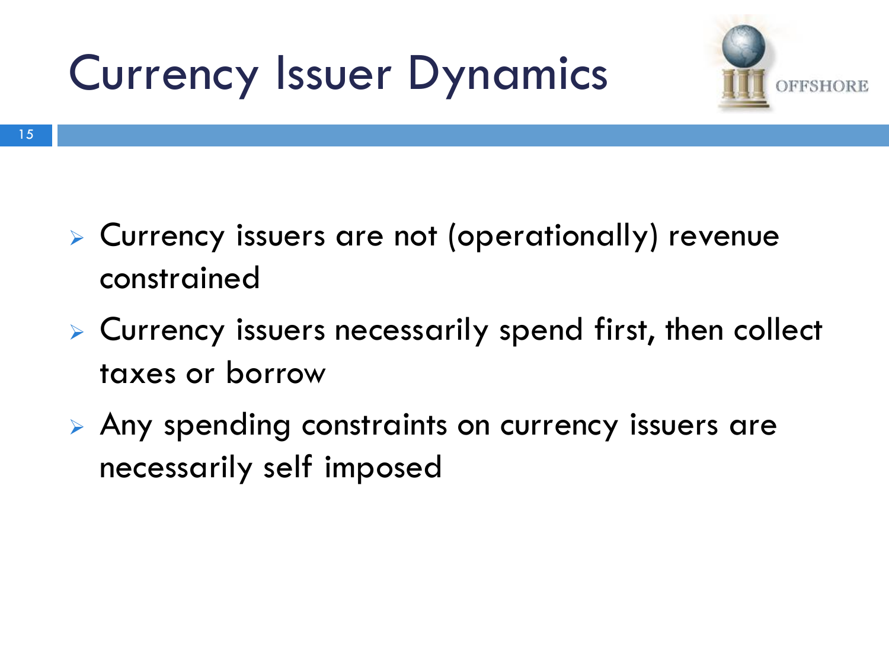# Currency Issuer Dynamics

- Currency issuers are not (operationally) revenue constrained
- Currency issuers necessarily spend first, then collect taxes or borrow
- Any spending constraints on currency issuers are necessarily self imposed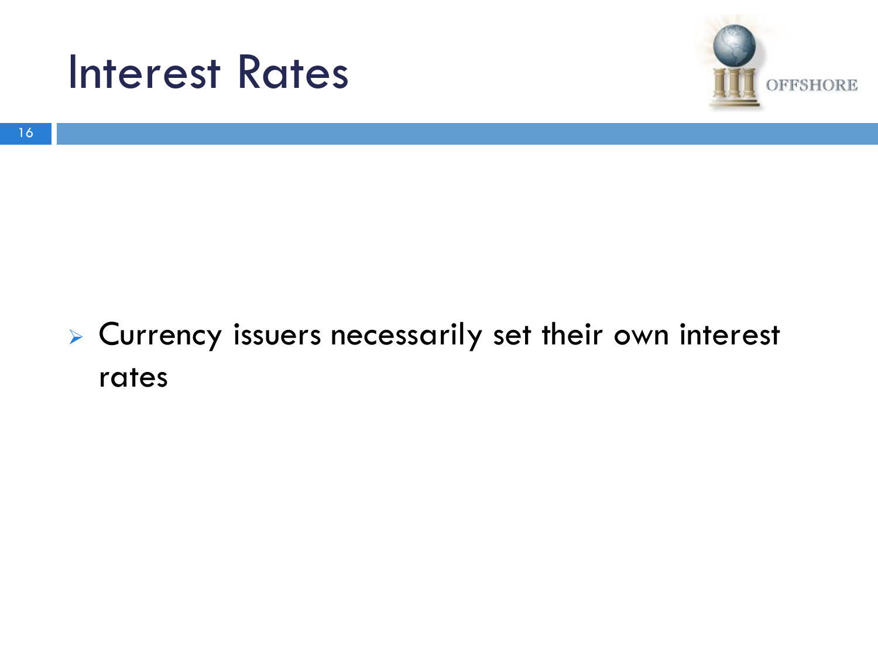# Interest Rates

- Currency issuers necessarily set their own interest rates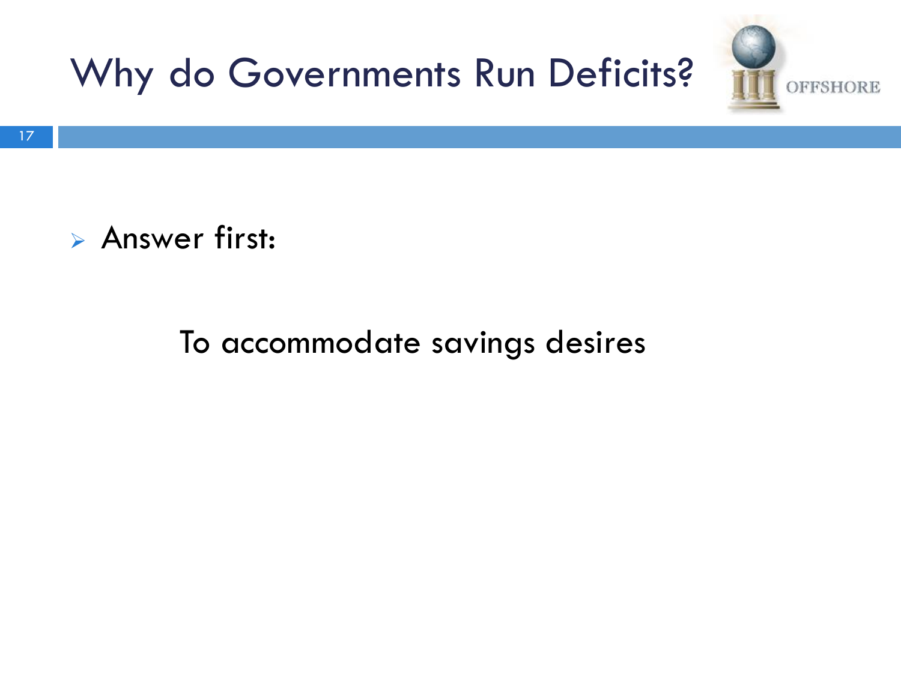# Why do Governments Run Deficits?

- Answer first:

  To accommodate savings desires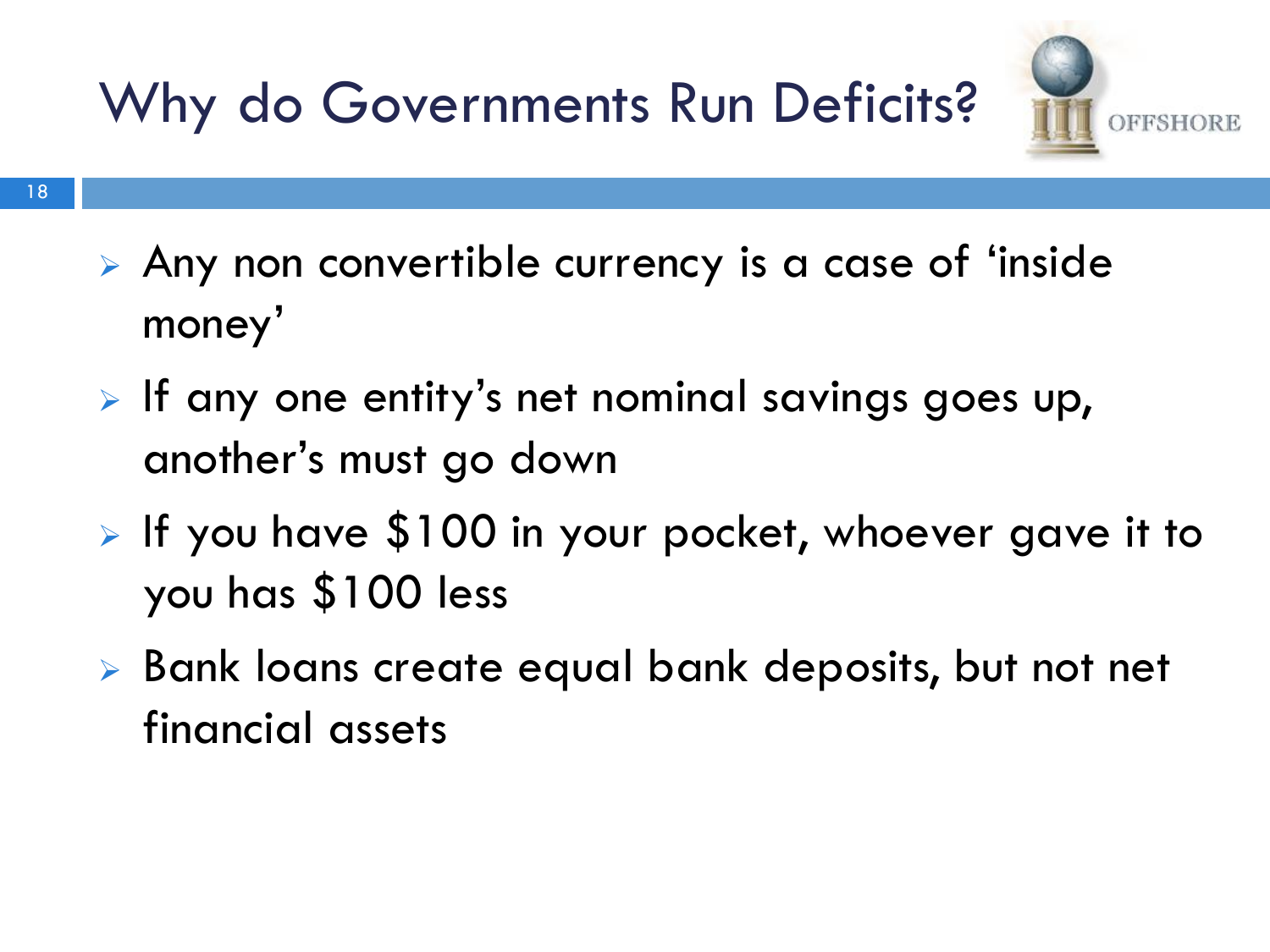# Why do Governments Run Deficits?

- Any non convertible currency is a case of 'inside money'
- If any one entity's net nominal savings goes up, another's must go down
- If you have $100 in your pocket, whoever gave it to you has $100 less
- Bank loans create equal bank deposits, but not net financial assets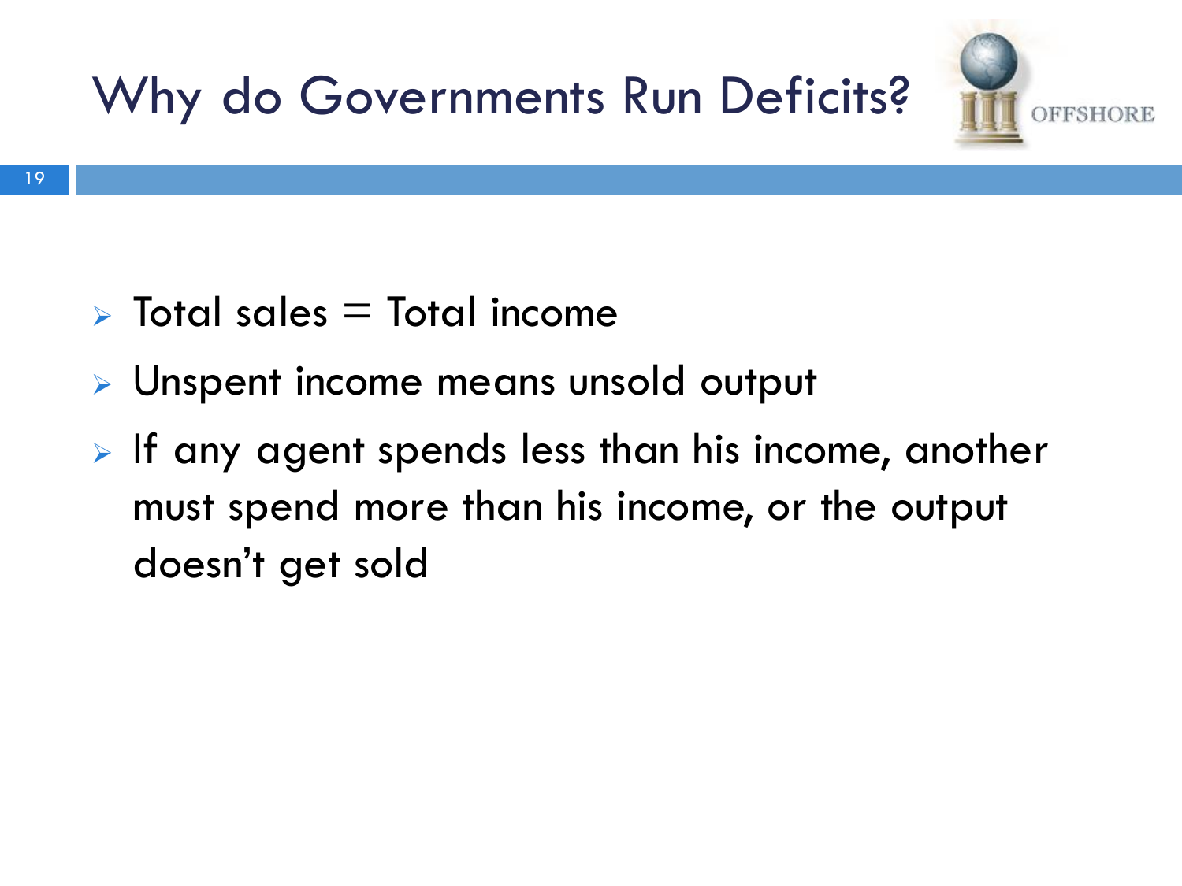# Why do Governments Run Deficits?

- Total sales = Total income
- Unspent income means unsold output
- If any agent spends less than his income, another must spend more than his income, or the output doesn't get sold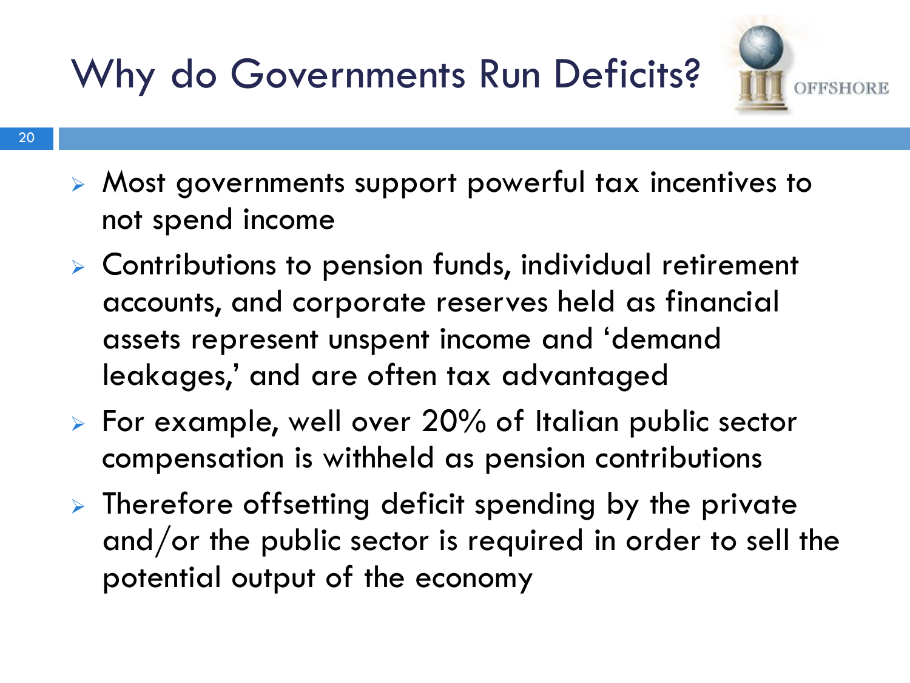# Why do Governments Run Deficits?

- Most governments support powerful tax incentives to not spend income
- Contributions to pension funds, individual retirement accounts, and corporate reserves held as financial assets represent unspent income and 'demand leakages,' and are often tax advantaged
- For example, well over 20% of Italian public sector compensation is withheld as pension contributions
- Therefore offsetting deficit spending by the private and/or the public sector is required in order to sell the potential output of the economy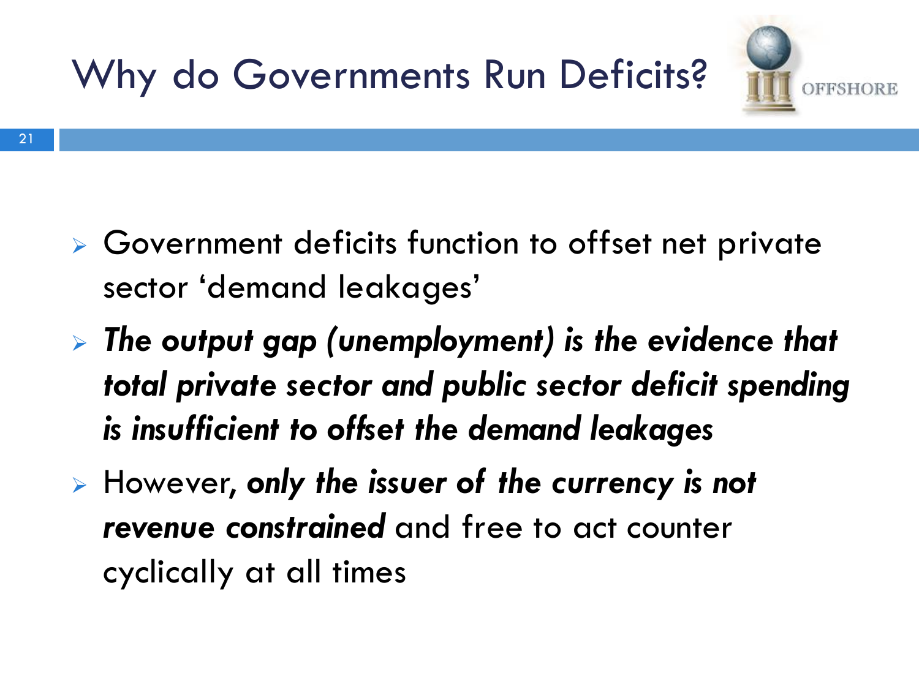# Why do Governments Run Deficits?

- Government deficits function to offset net private sector 'demand leakages'
- ***The output gap (unemployment) is the evidence that total private sector and public sector deficit spending is insufficient to offset the demand leakages***
- However, ***only the issuer of the currency is not revenue constrained*** and free to act counter cyclically at all times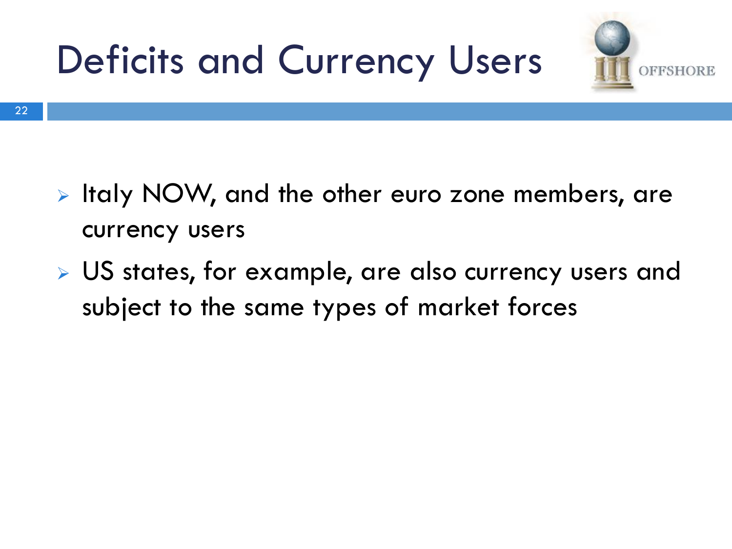# Deficits and Currency Users

- Italy NOW, and the other euro zone members, are currency users
- US states, for example, are also currency users and subject to the same types of market forces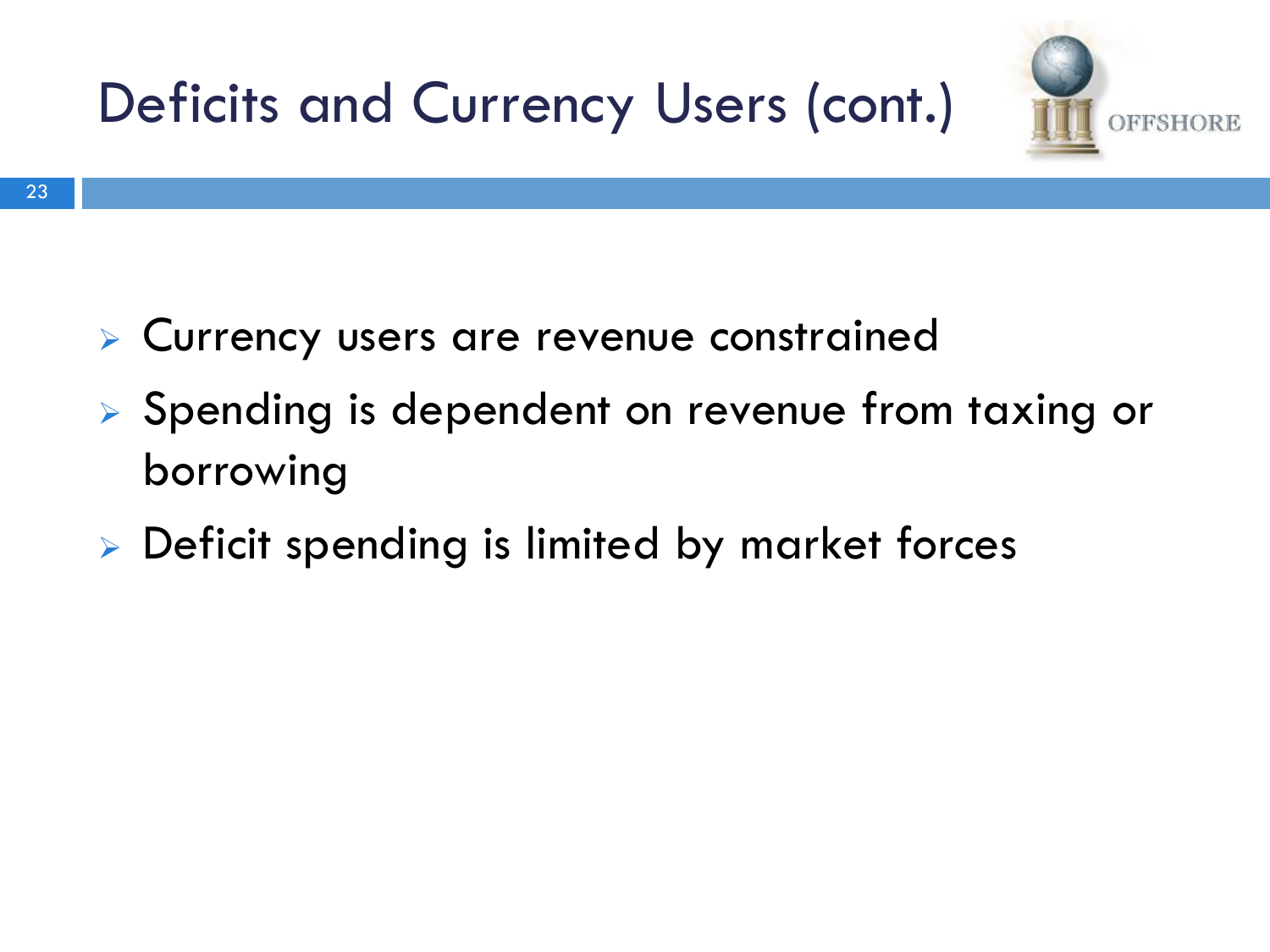# Deficits and Currency Users (cont.)

- Currency users are revenue constrained
- Spending is dependent on revenue from taxing or borrowing
- Deficit spending is limited by market forces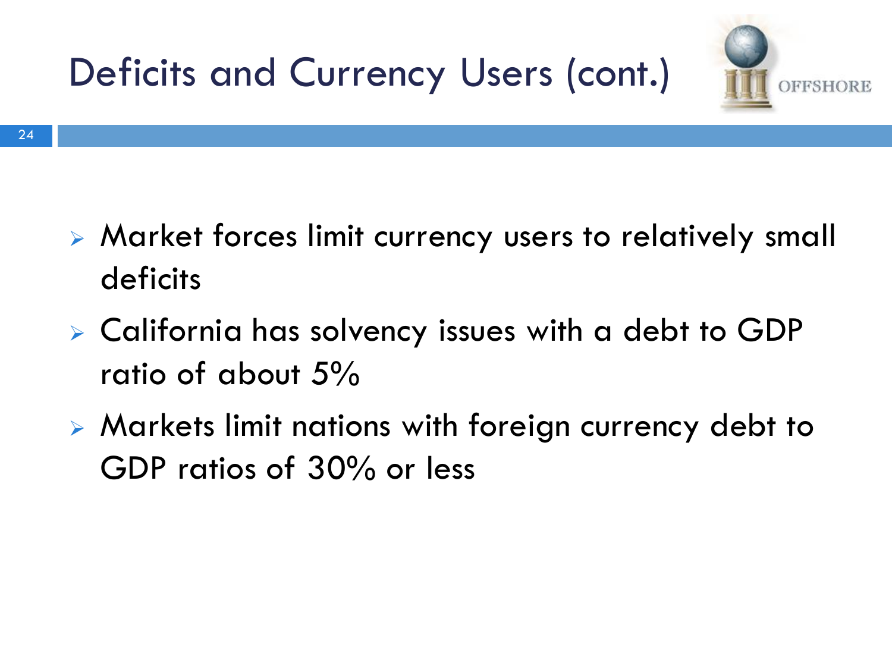# Deficits and Currency Users (cont.)

- Market forces limit currency users to relatively small deficits
- California has solvency issues with a debt to GDP ratio of about 5%
- Markets limit nations with foreign currency debt to GDP ratios of 30% or less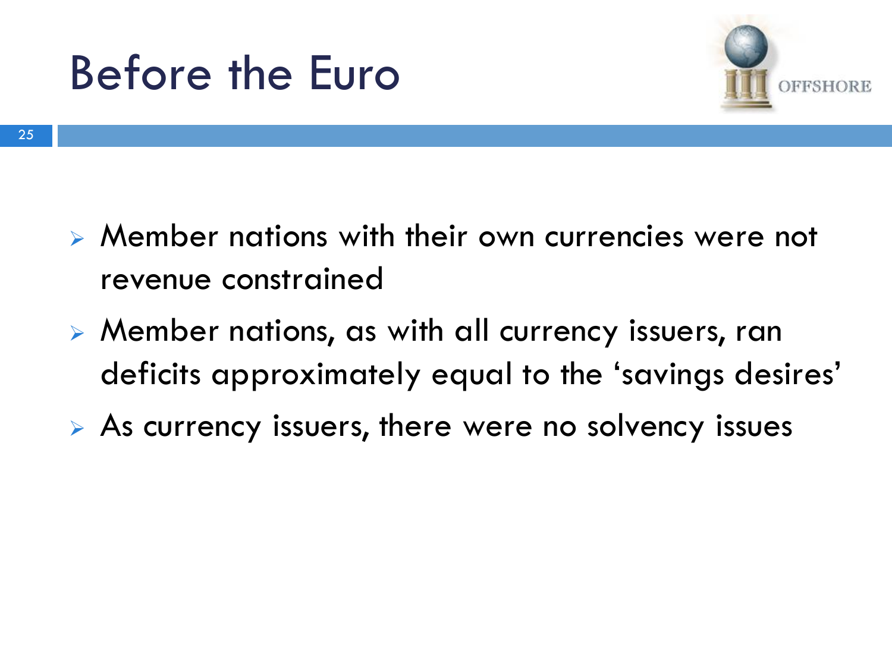# Before the Euro

- Member nations with their own currencies were not revenue constrained
- Member nations, as with all currency issuers, ran deficits approximately equal to the 'savings desires'
- As currency issuers, there were no solvency issues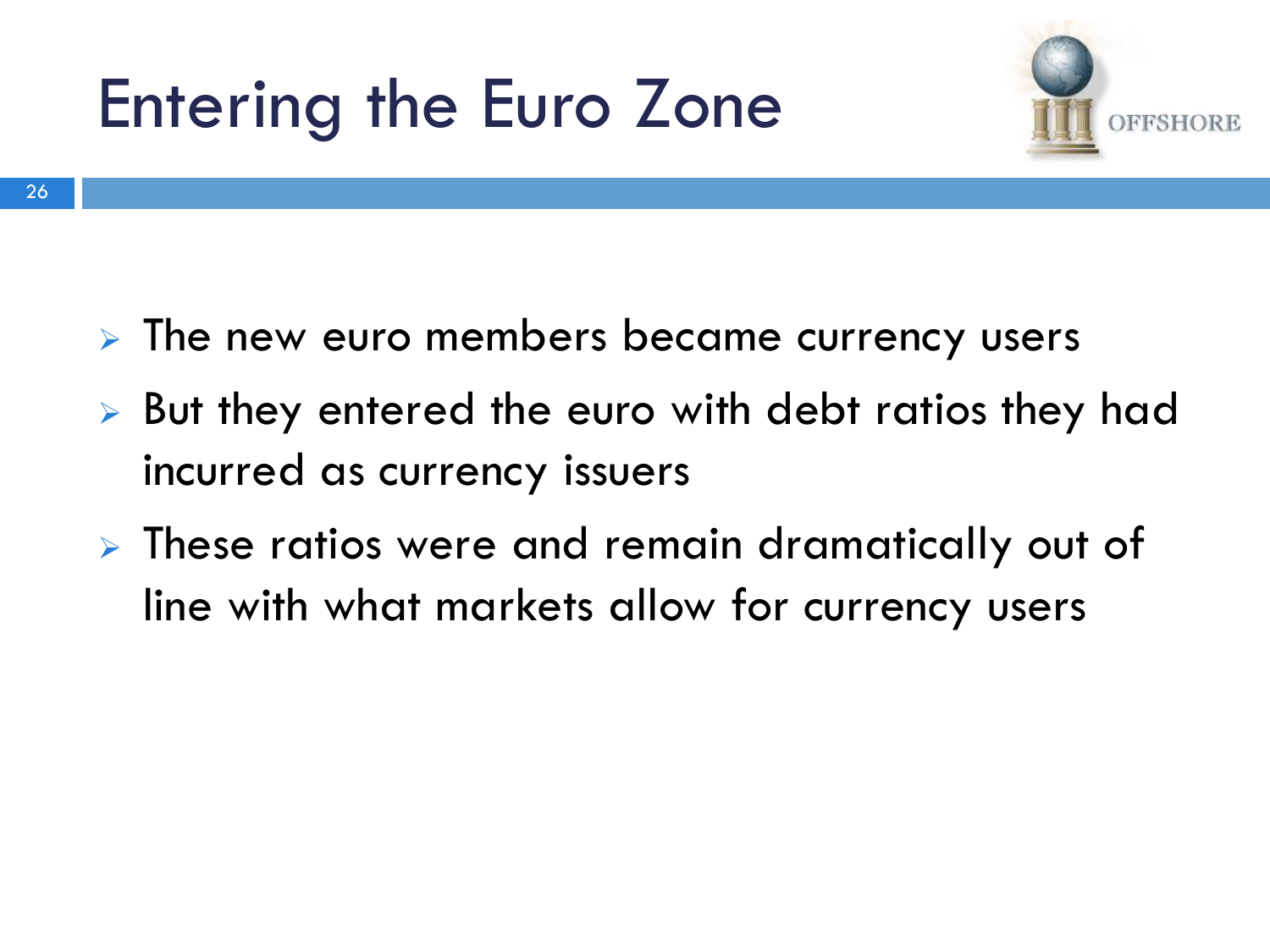# Entering the Euro Zone

- The new euro members became currency users
- But they entered the euro with debt ratios they had incurred as currency issuers
- These ratios were and remain dramatically out of line with what markets allow for currency users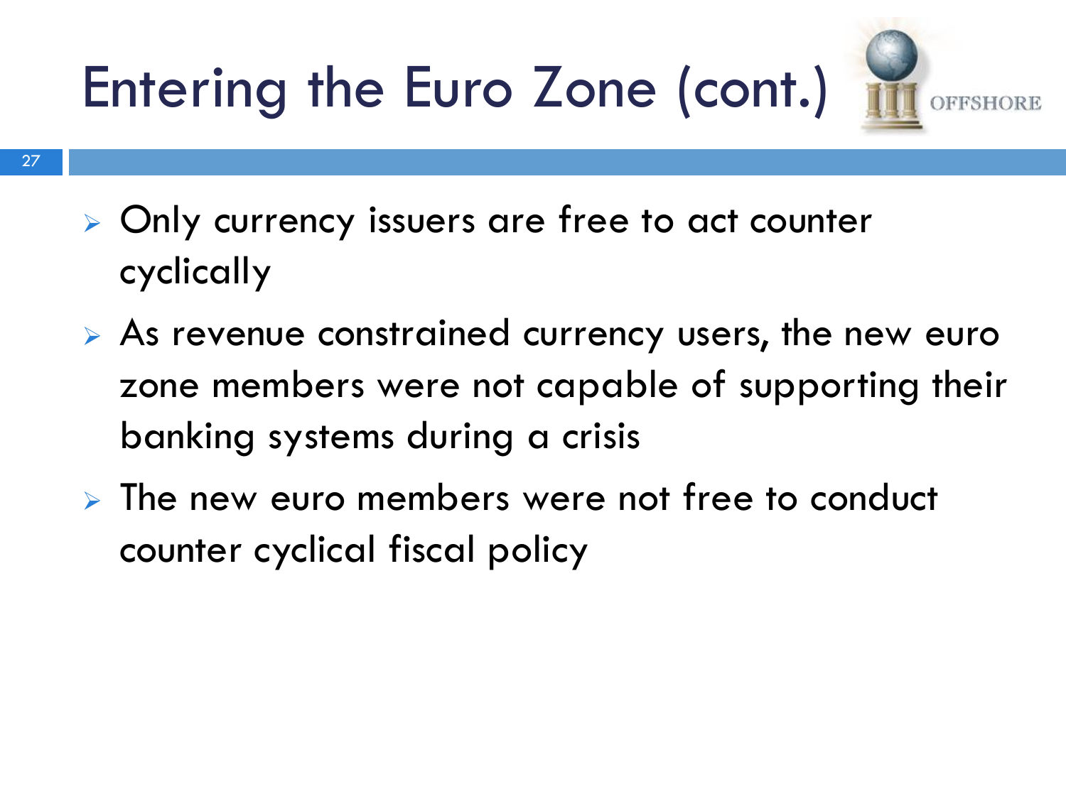# Entering the Euro Zone (cont.)

- Only currency issuers are free to act counter cyclically
- As revenue constrained currency users, the new euro zone members were not capable of supporting their banking systems during a crisis
- The new euro members were not free to conduct counter cyclical fiscal policy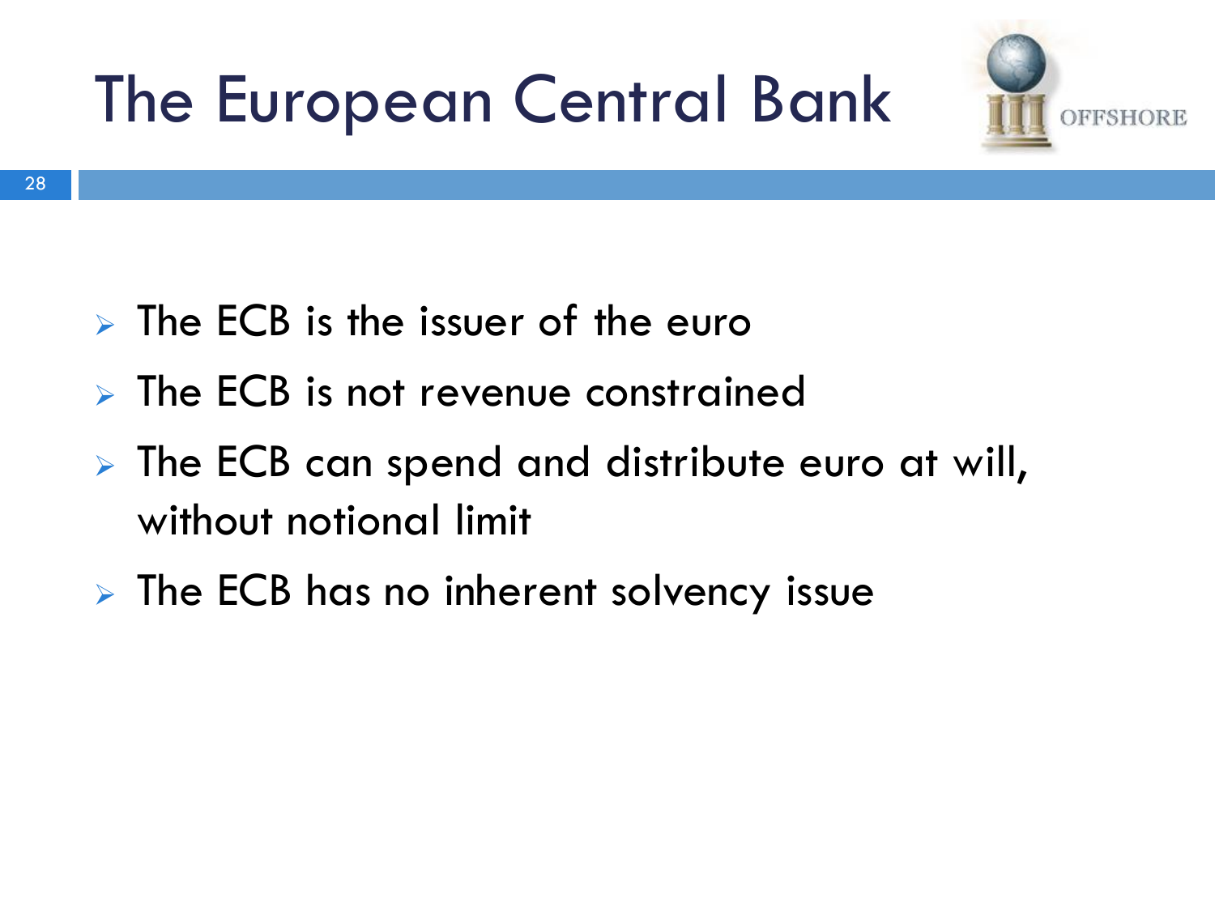# The European Central Bank

- The ECB is the issuer of the euro
- The ECB is not revenue constrained
- The ECB can spend and distribute euro at will, without notional limit
- The ECB has no inherent solvency issue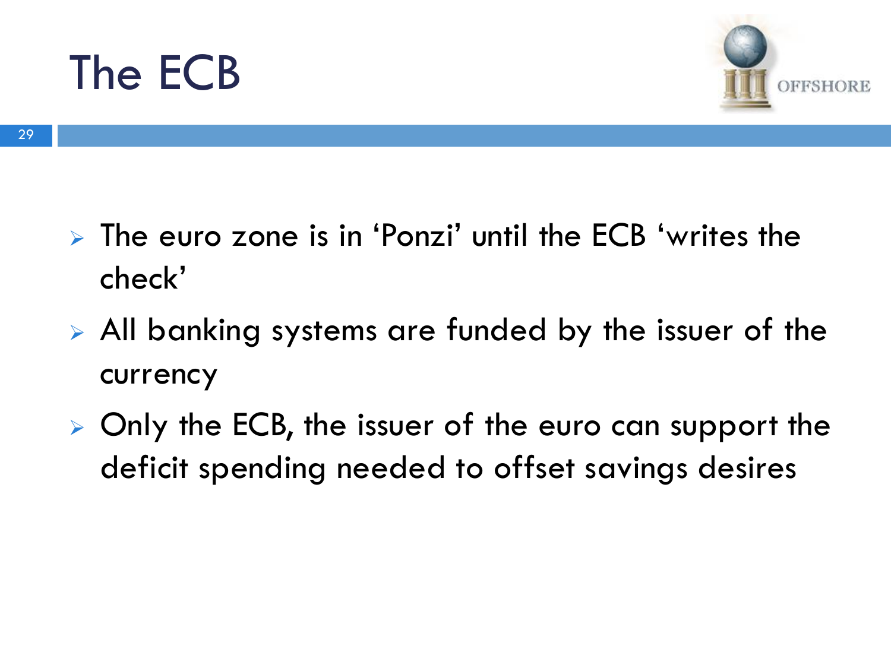# The ECB

- The euro zone is in 'Ponzi' until the ECB 'writes the check'
- All banking systems are funded by the issuer of the currency
- Only the ECB, the issuer of the euro can support the deficit spending needed to offset savings desires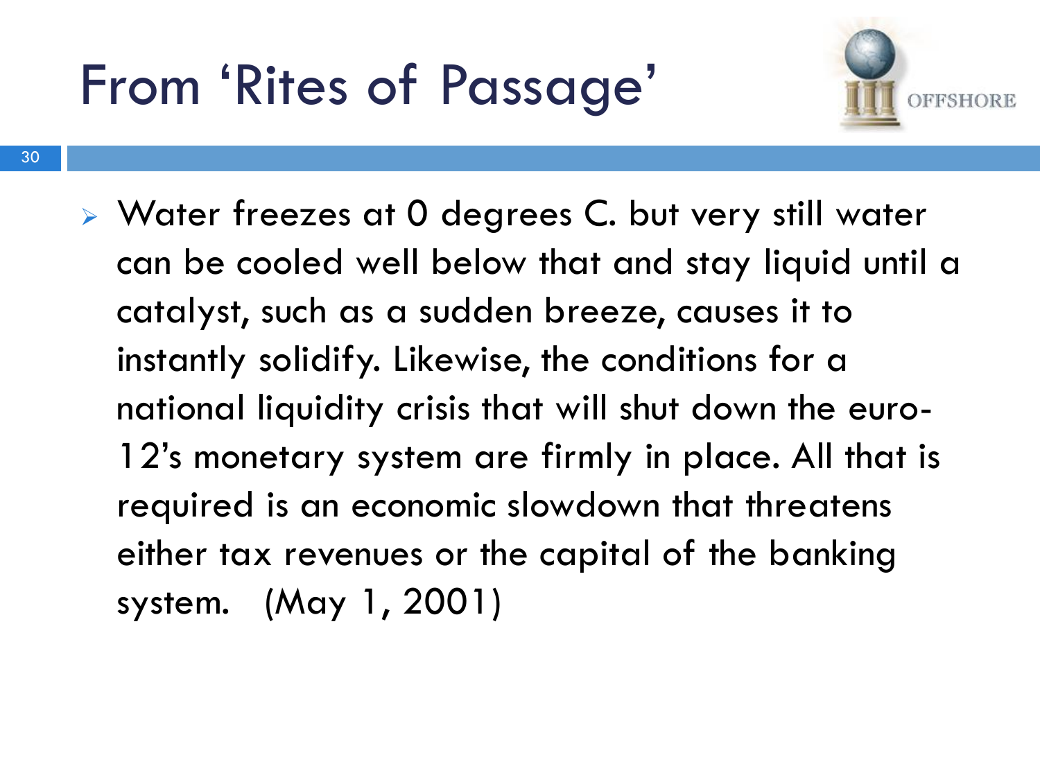# From 'Rites of Passage'

- Water freezes at 0 degrees C. but very still water can be cooled well below that and stay liquid until a catalyst, such as a sudden breeze, causes it to instantly solidify. Likewise, the conditions for a national liquidity crisis that will shut down the euro-12's monetary system are firmly in place. All that is required is an economic slowdown that threatens either tax revenues or the capital of the banking system. (May 1, 2001)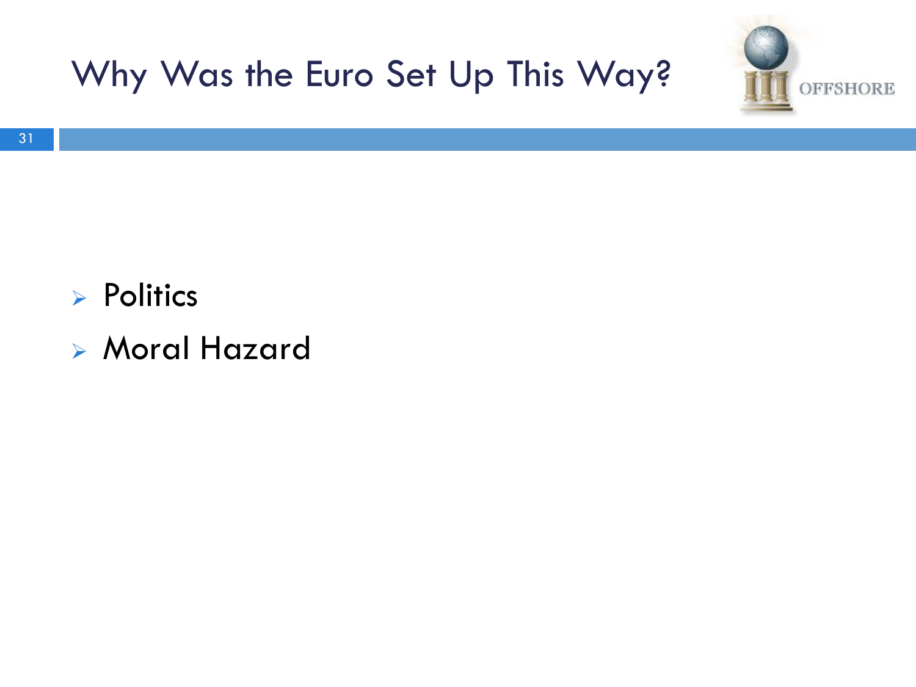# Why Was the Euro Set Up This Way?

- Politics
- Moral Hazard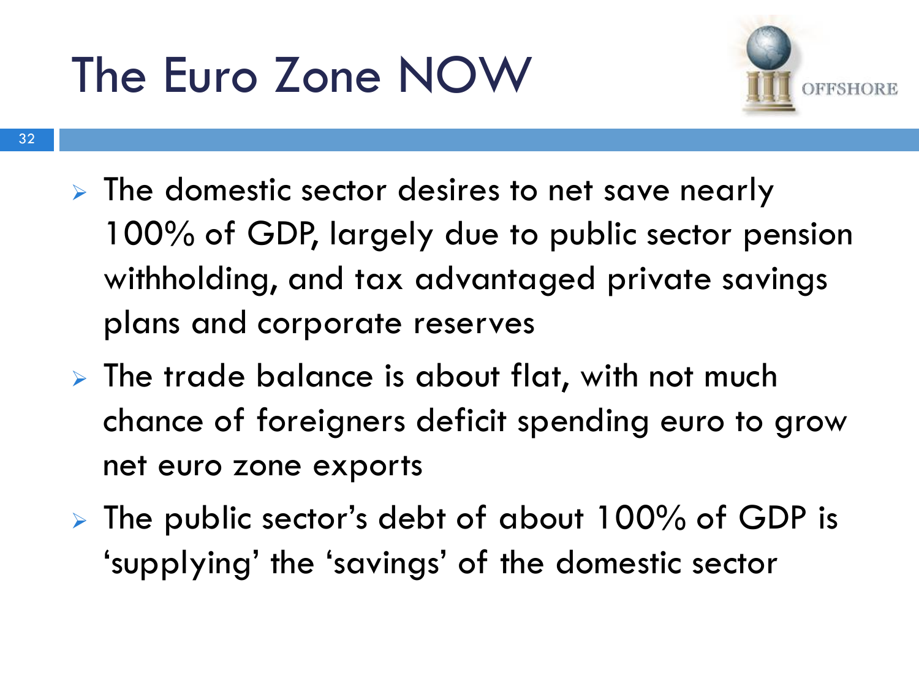# The Euro Zone NOW

- The domestic sector desires to net save nearly 100% of GDP, largely due to public sector pension withholding, and tax advantaged private savings plans and corporate reserves
- The trade balance is about flat, with not much chance of foreigners deficit spending euro to grow net euro zone exports
- The public sector's debt of about 100% of GDP is 'supplying' the 'savings' of the domestic sector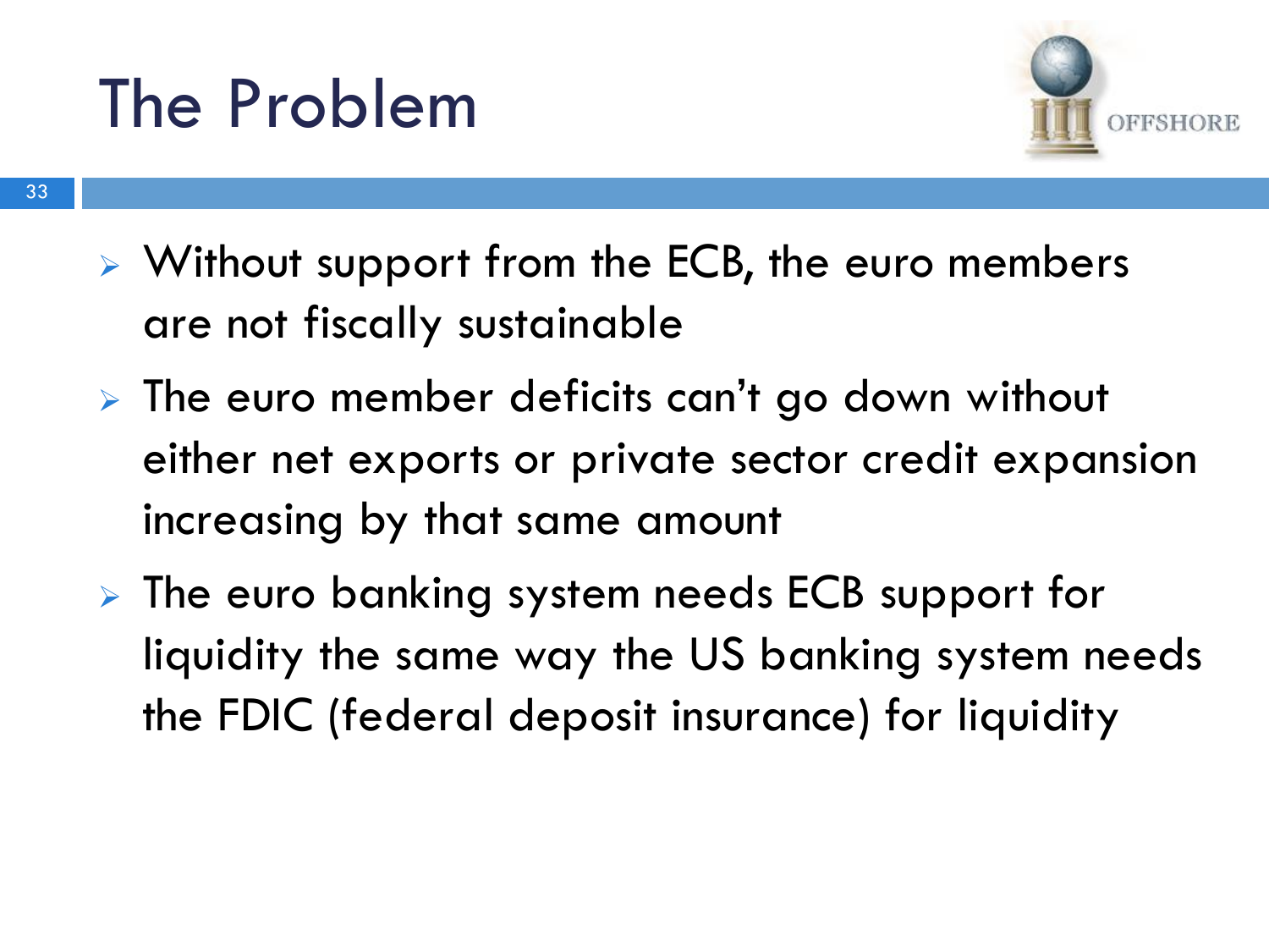# The Problem

- Without support from the ECB, the euro members are not fiscally sustainable
- The euro member deficits can't go down without either net exports or private sector credit expansion increasing by that same amount
- The euro banking system needs ECB support for liquidity the same way the US banking system needs the FDIC (federal deposit insurance) for liquidity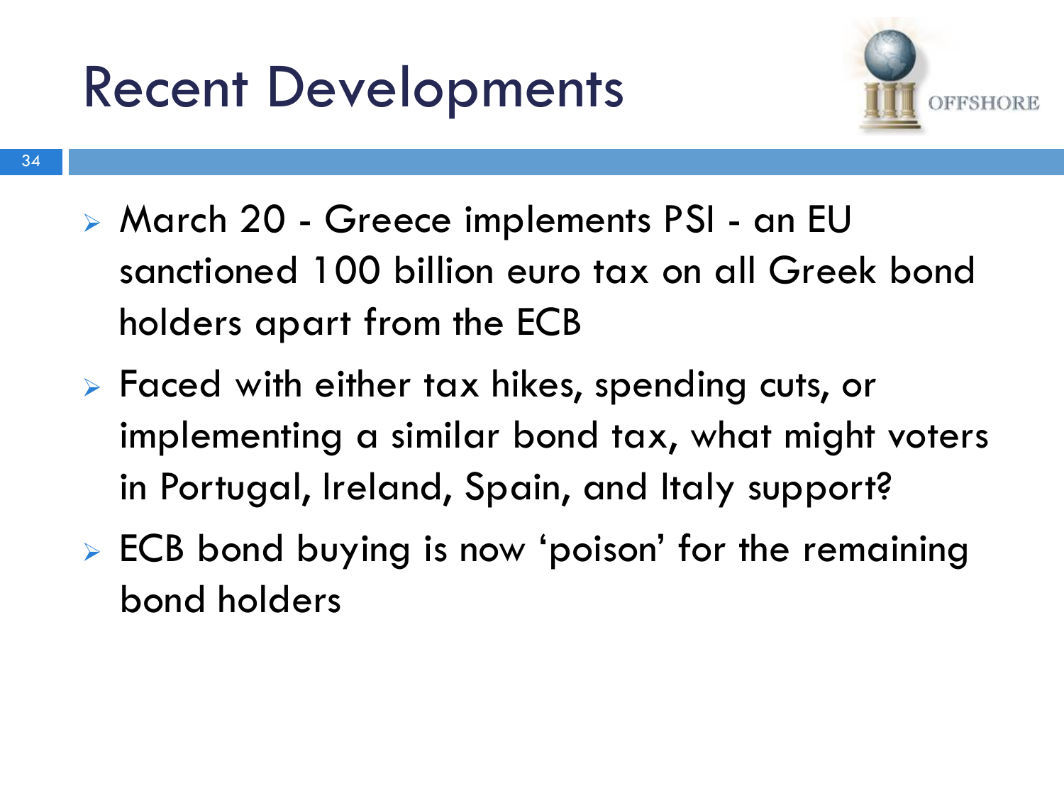# Recent Developments

- March 20 - Greece implements PSI - an EU sanctioned 100 billion euro tax on all Greek bond holders apart from the ECB
- Faced with either tax hikes, spending cuts, or implementing a similar bond tax, what might voters in Portugal, Ireland, Spain, and Italy support?
- ECB bond buying is now 'poison' for the remaining bond holders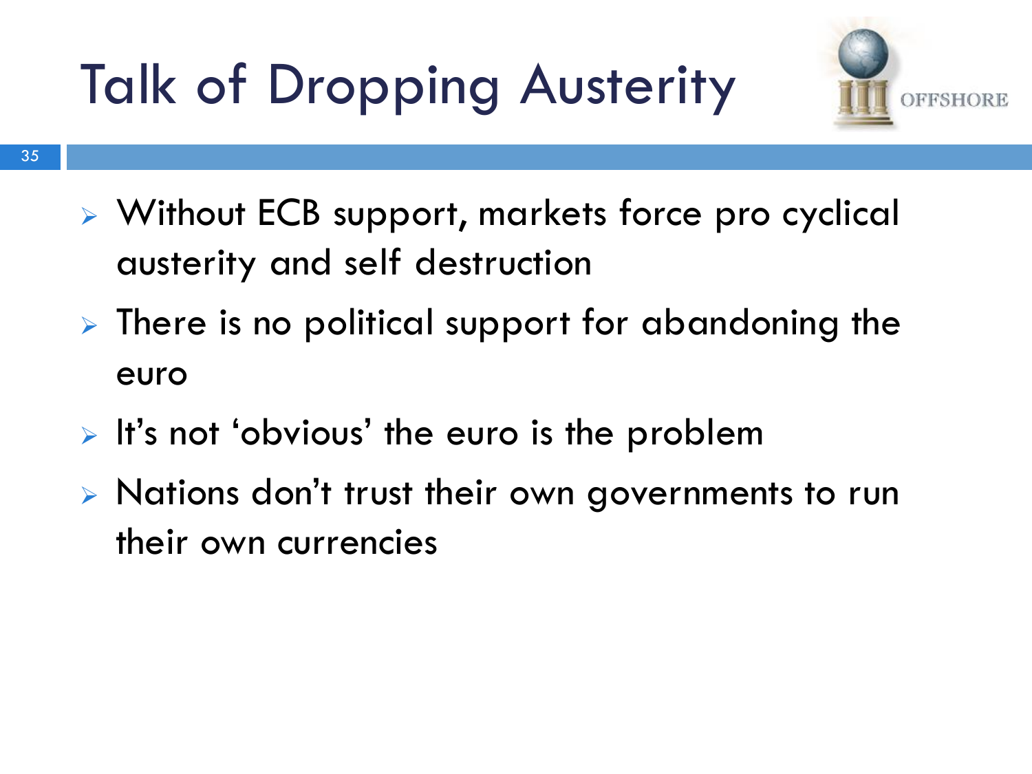# Talk of Dropping Austerity

- Without ECB support, markets force pro cyclical austerity and self destruction
- There is no political support for abandoning the euro
- It’s not ‘obvious’ the euro is the problem
- Nations don’t trust their own governments to run their own currencies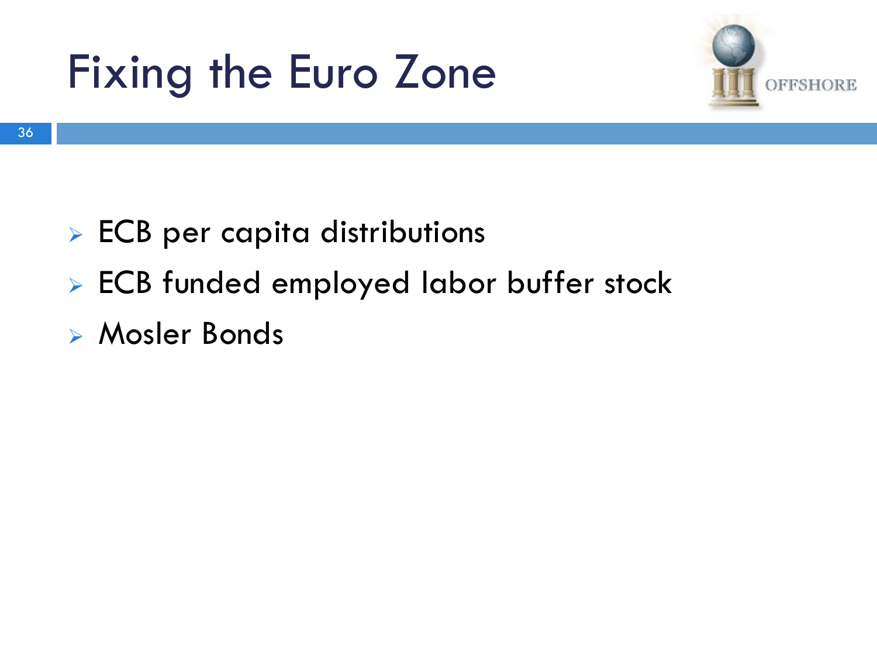# Fixing the Euro Zone

- ECB per capita distributions
- ECB funded employed labor buffer stock
- Mosler Bonds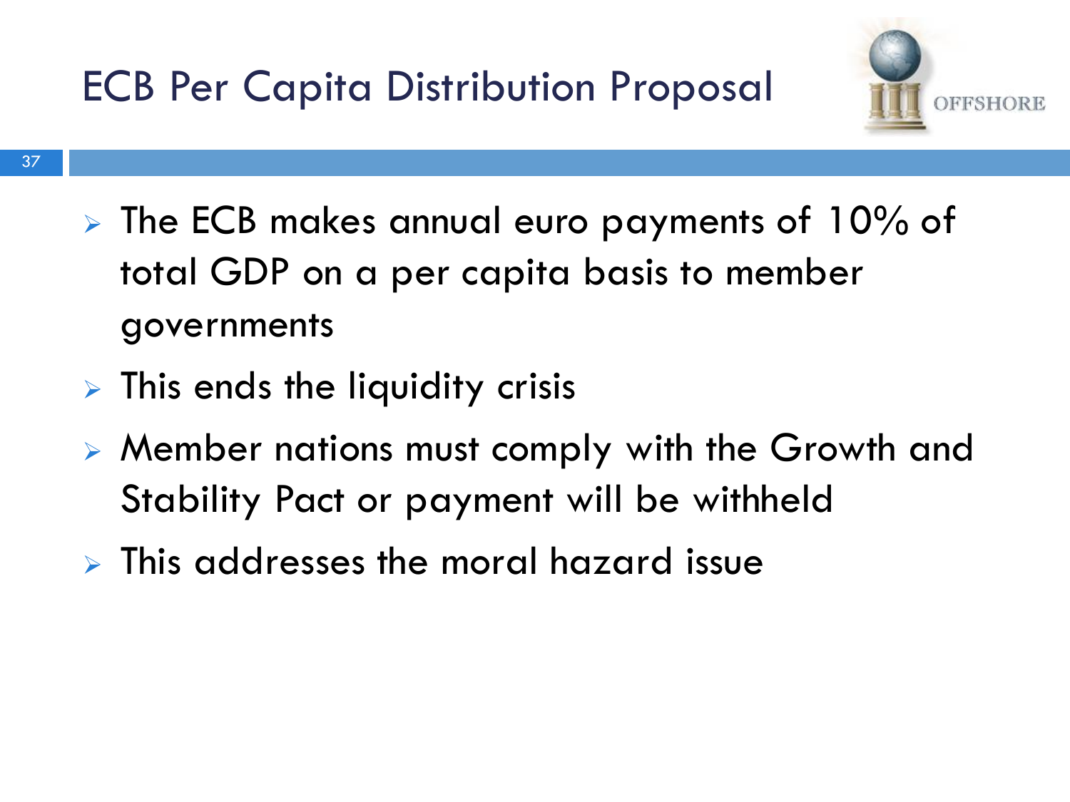# ECB Per Capita Distribution Proposal

- The ECB makes annual euro payments of 10% of total GDP on a per capita basis to member governments
- This ends the liquidity crisis
- Member nations must comply with the Growth and Stability Pact or payment will be withheld
- This addresses the moral hazard issue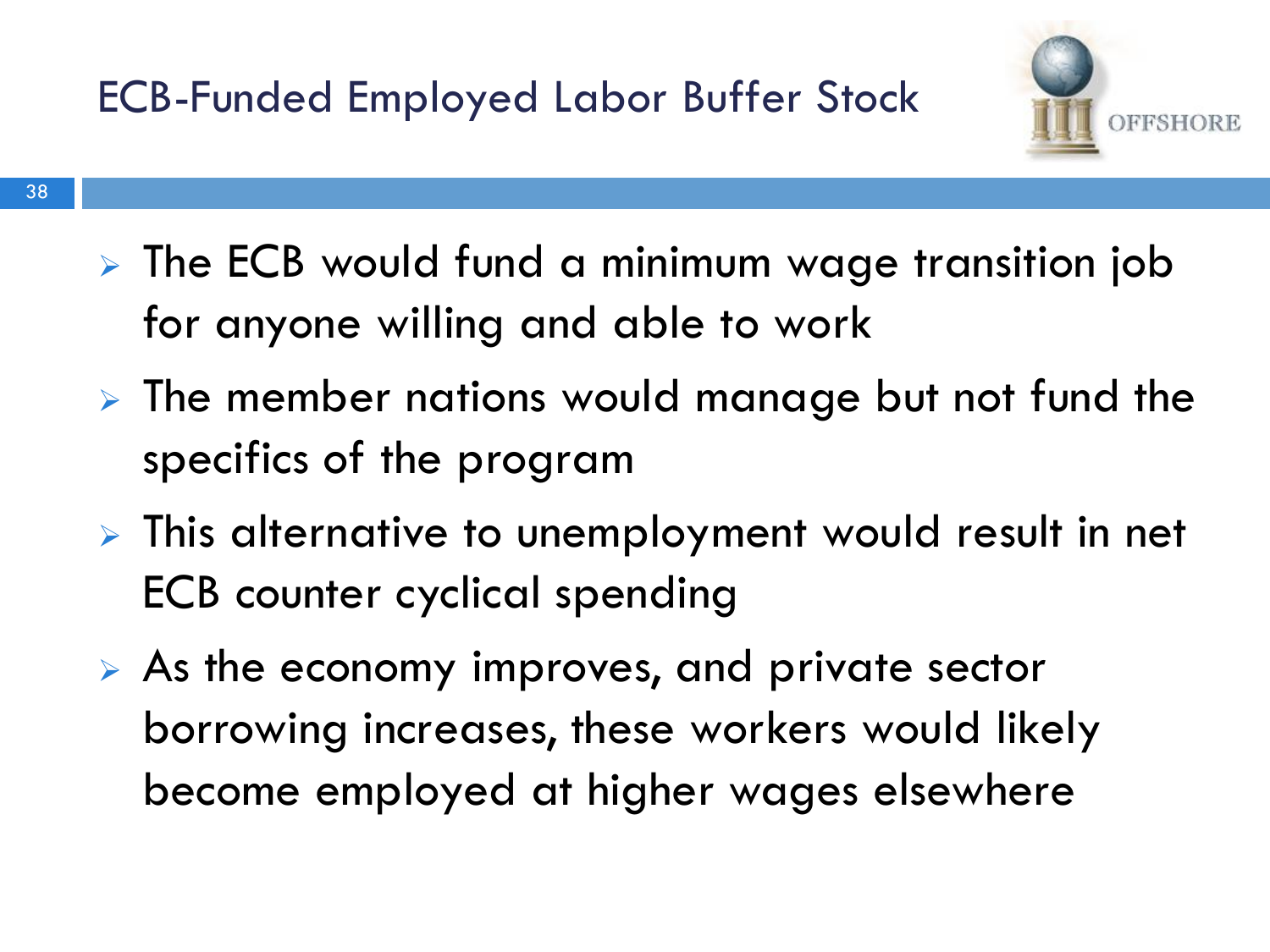# ECB-Funded Employed Labor Buffer Stock

- The ECB would fund a minimum wage transition job for anyone willing and able to work
- The member nations would manage but not fund the specifics of the program
- This alternative to unemployment would result in net ECB counter cyclical spending
- As the economy improves, and private sector borrowing increases, these workers would likely become employed at higher wages elsewhere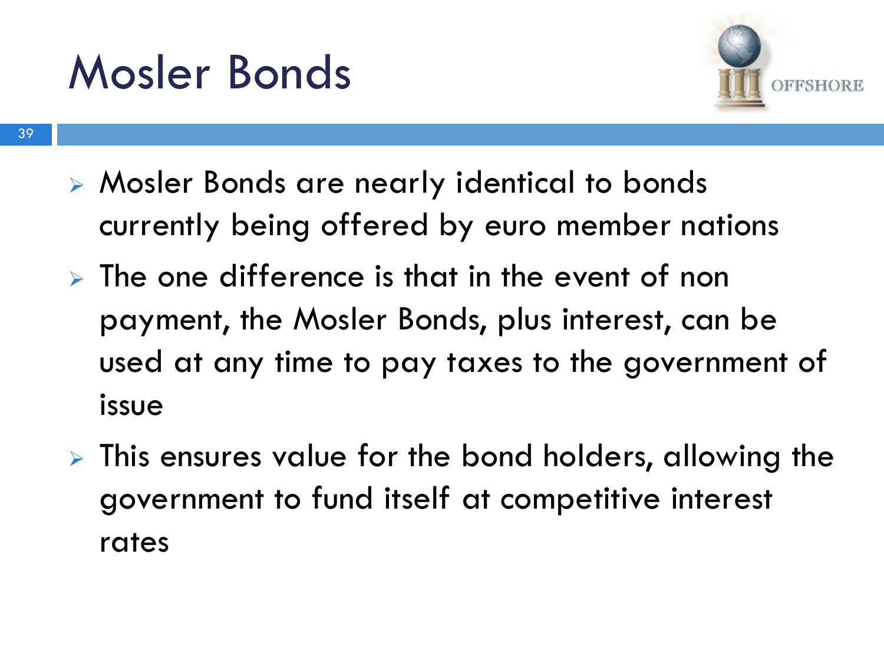# Mosler Bonds

- Mosler Bonds are nearly identical to bonds currently being offered by euro member nations
- The one difference is that in the event of non payment, the Mosler Bonds, plus interest, can be used at any time to pay taxes to the government of issue
- This ensures value for the bond holders, allowing the government to fund itself at competitive interest rates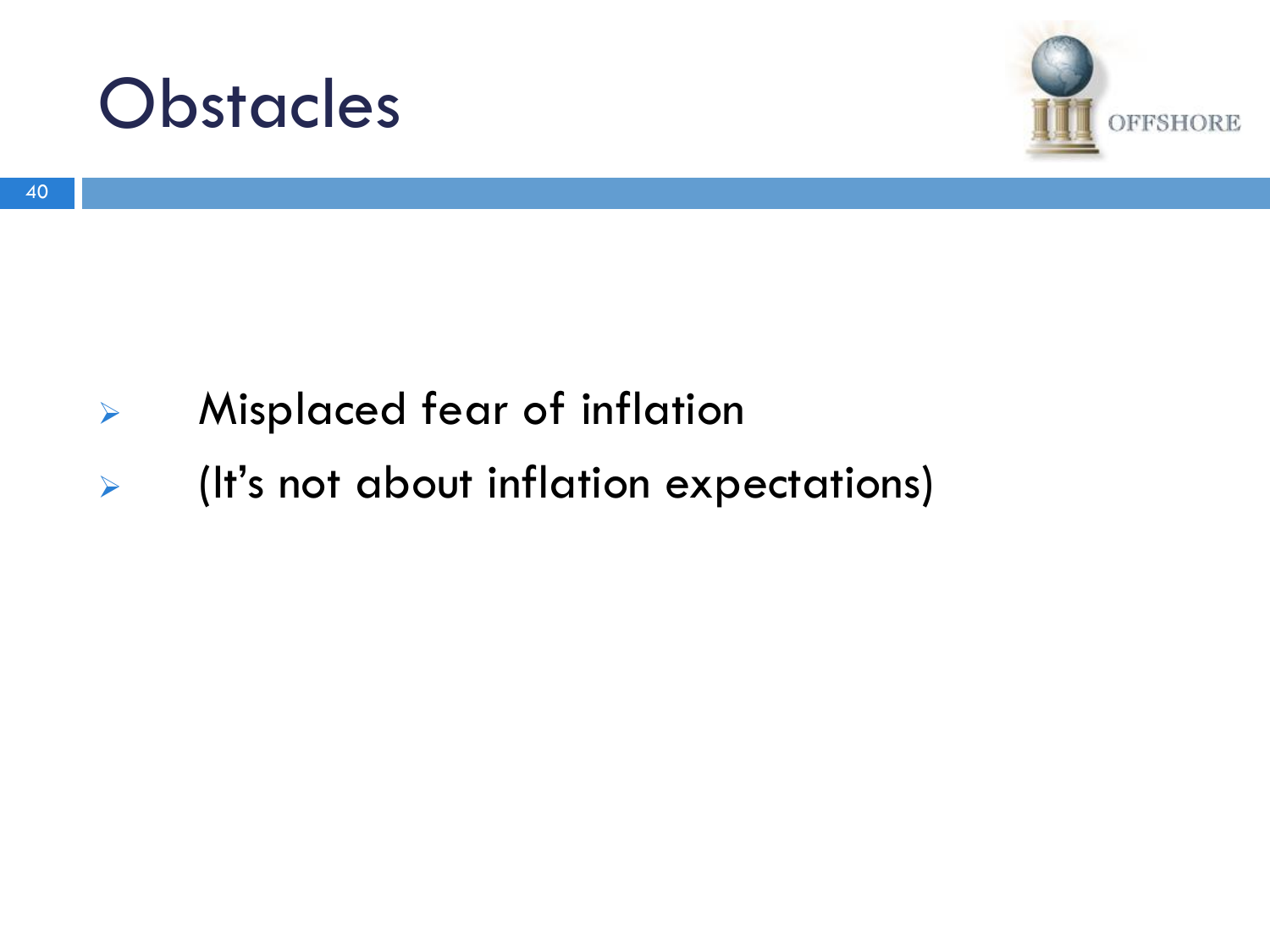# Obstacles

- Misplaced fear of inflation
- (It's not about inflation expectations)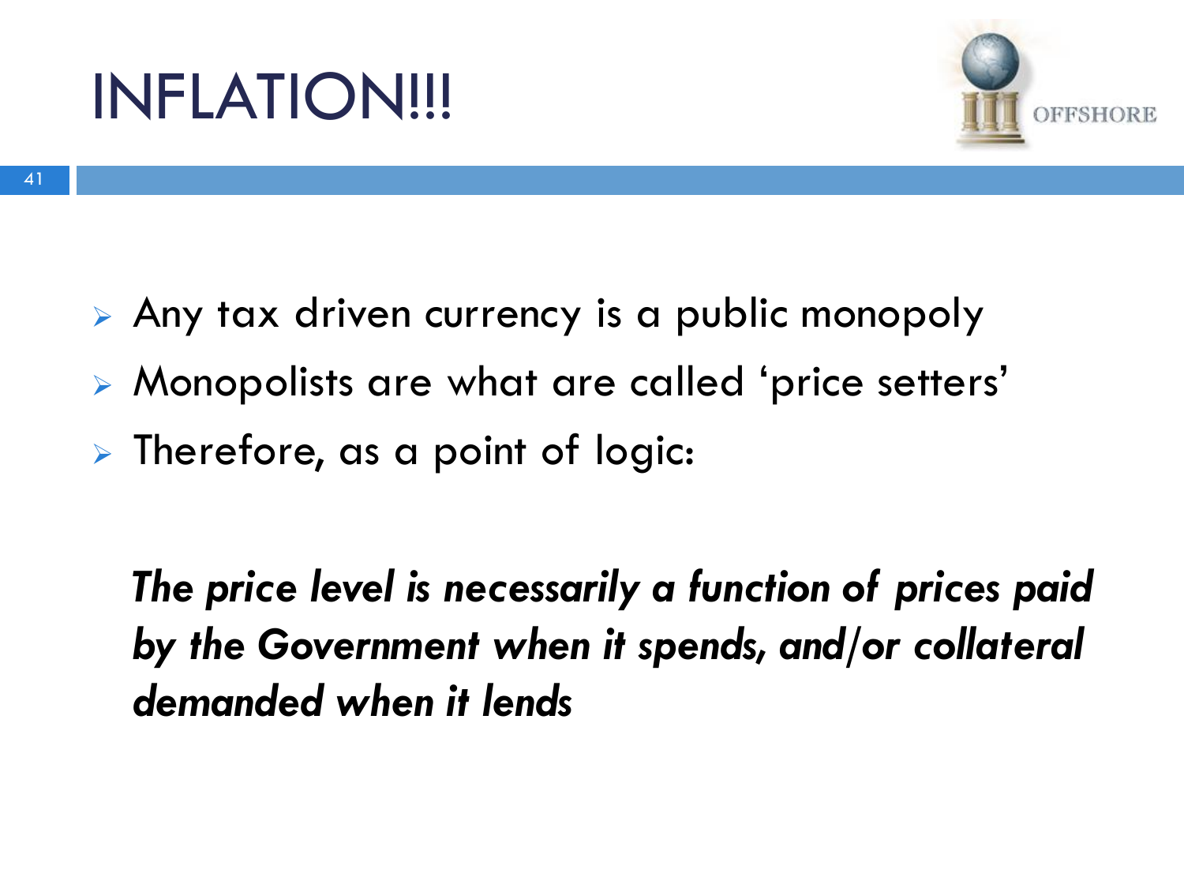# INFLATION!!!

- Any tax driven currency is a public monopoly
- Monopolists are what are called 'price setters'
- Therefore, as a point of logic:

***The price level is necessarily a function of prices paid by the Government when it spends, and/or collateral demanded when it lends***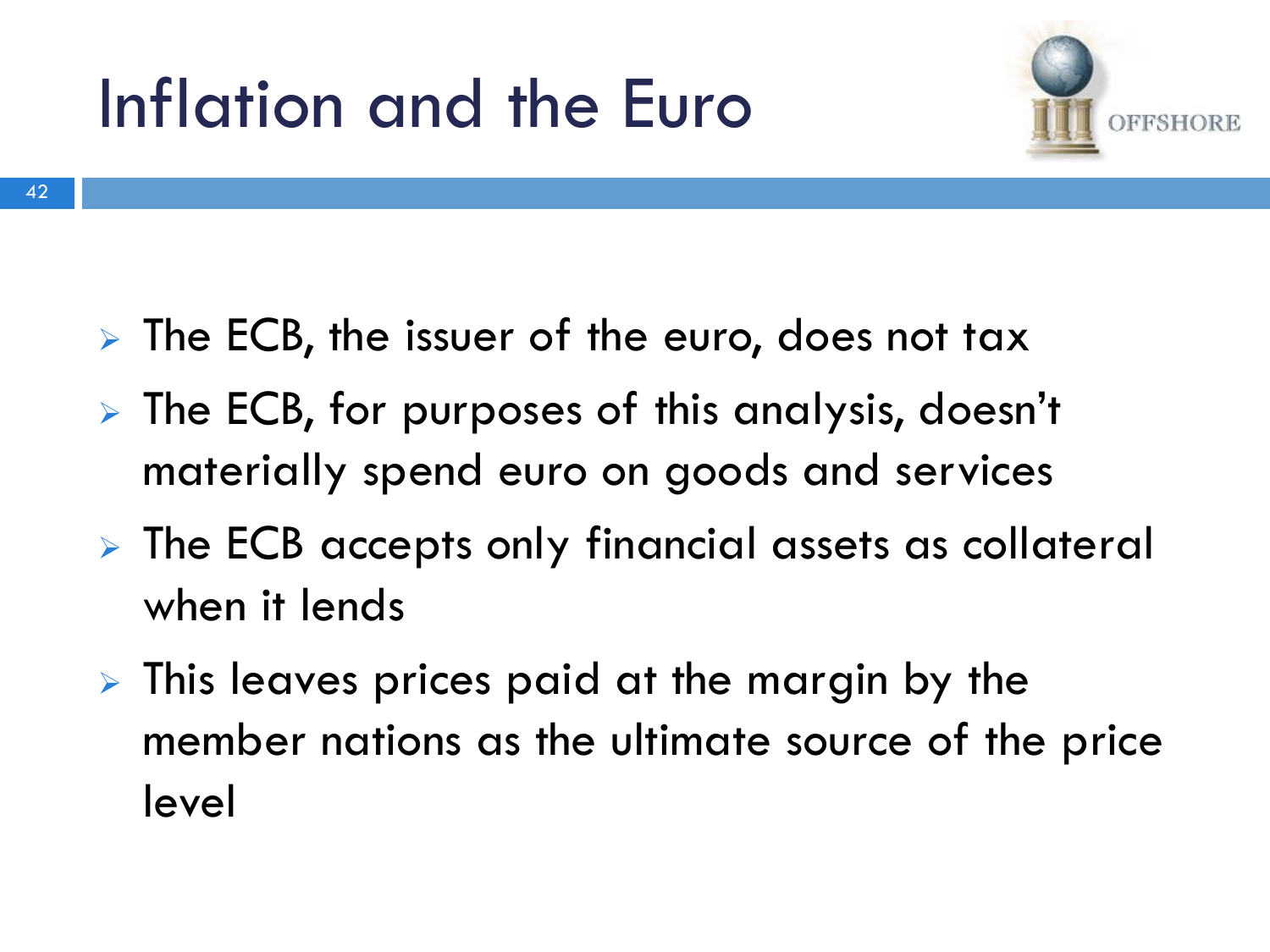# Inflation and the Euro

- The ECB, the issuer of the euro, does not tax
- The ECB, for purposes of this analysis, doesn't materially spend euro on goods and services
- The ECB accepts only financial assets as collateral when it lends
- This leaves prices paid at the margin by the member nations as the ultimate source of the price level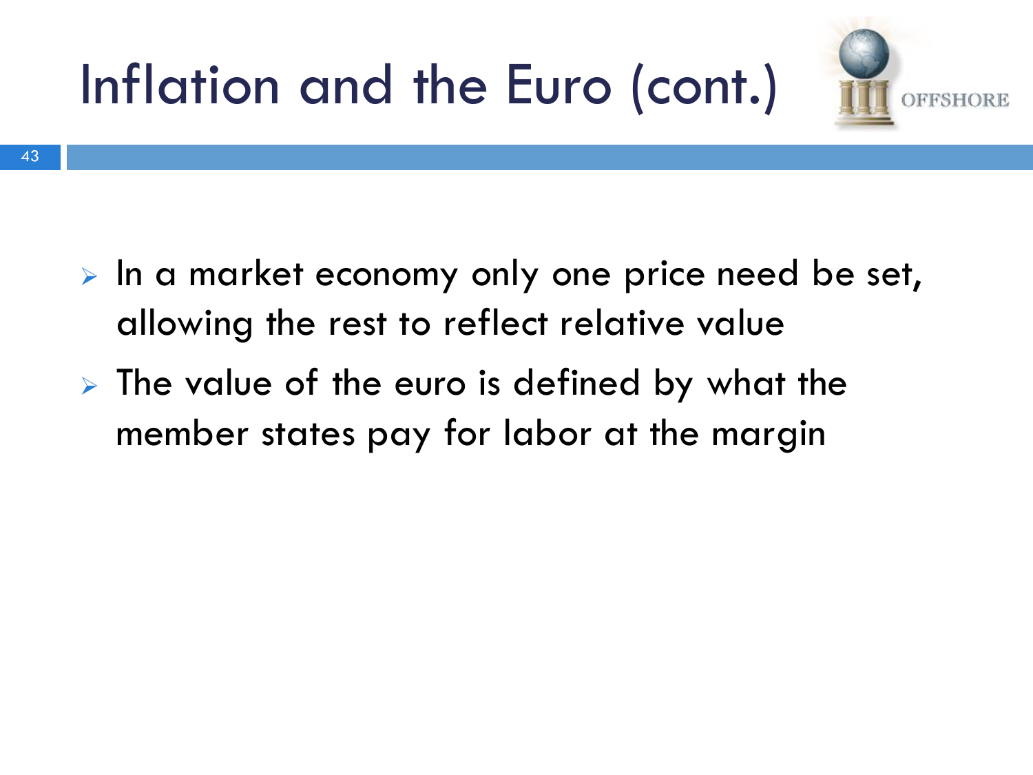# Inflation and the Euro (cont.)

- In a market economy only one price need be set, allowing the rest to reflect relative value
- The value of the euro is defined by what the member states pay for labor at the margin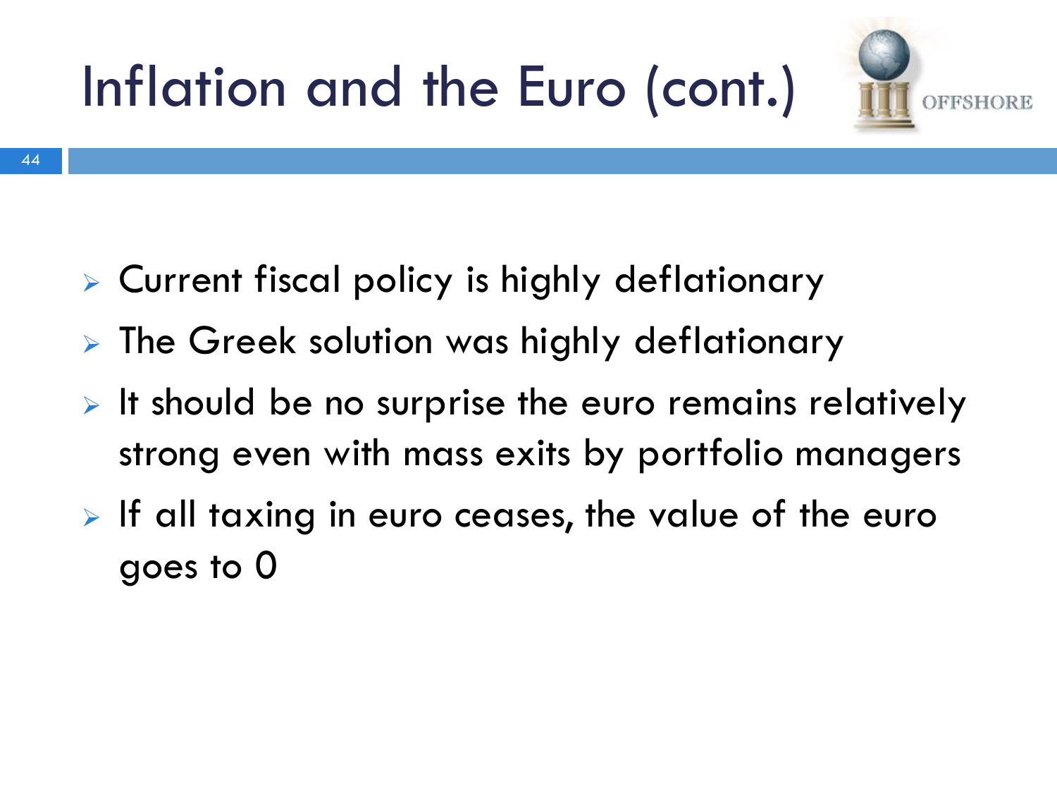# Inflation and the Euro (cont.)

- Current fiscal policy is highly deflationary
- The Greek solution was highly deflationary
- It should be no surprise the euro remains relatively strong even with mass exits by portfolio managers
- If all taxing in euro ceases, the value of the euro goes to 0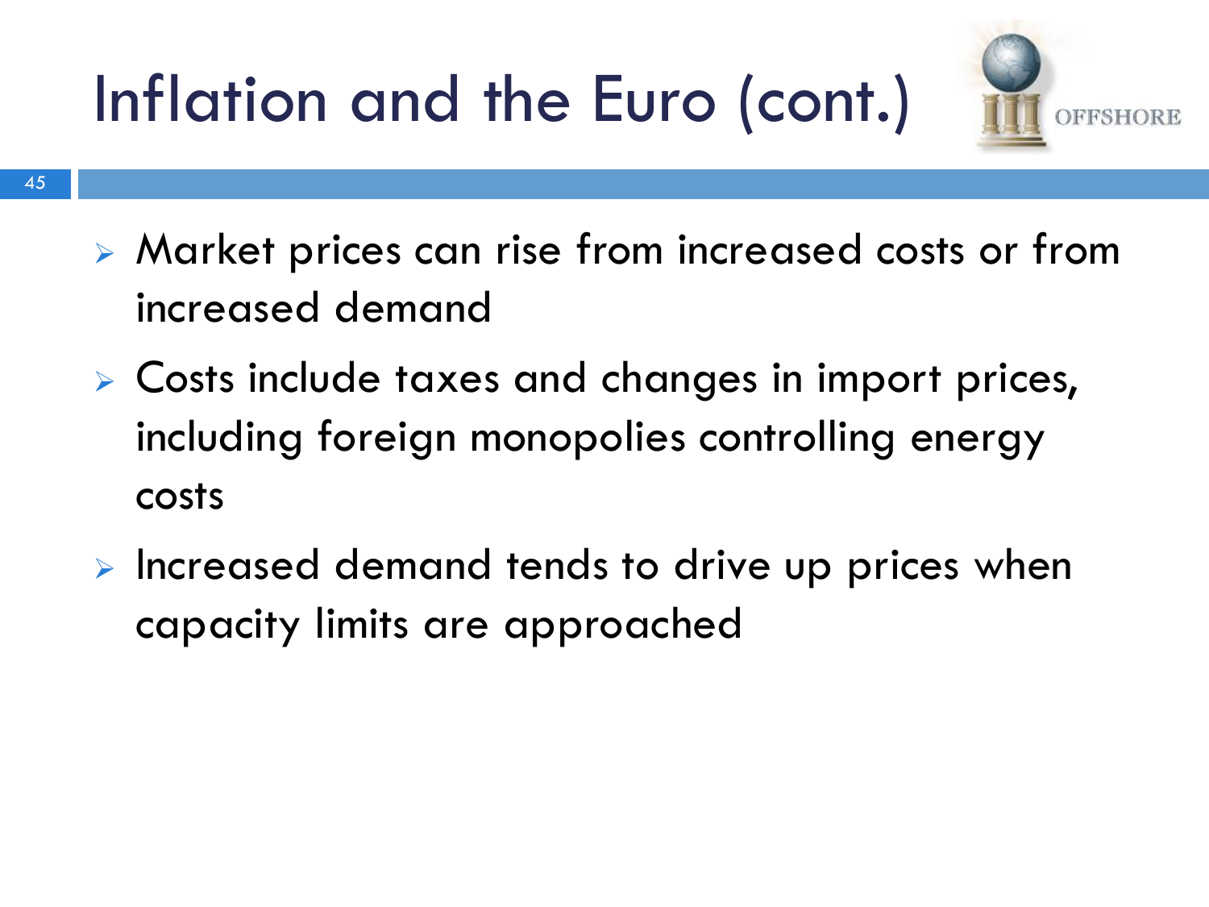# Inflation and the Euro (cont.)

- Market prices can rise from increased costs or from increased demand
- Costs include taxes and changes in import prices, including foreign monopolies controlling energy costs
- Increased demand tends to drive up prices when capacity limits are approached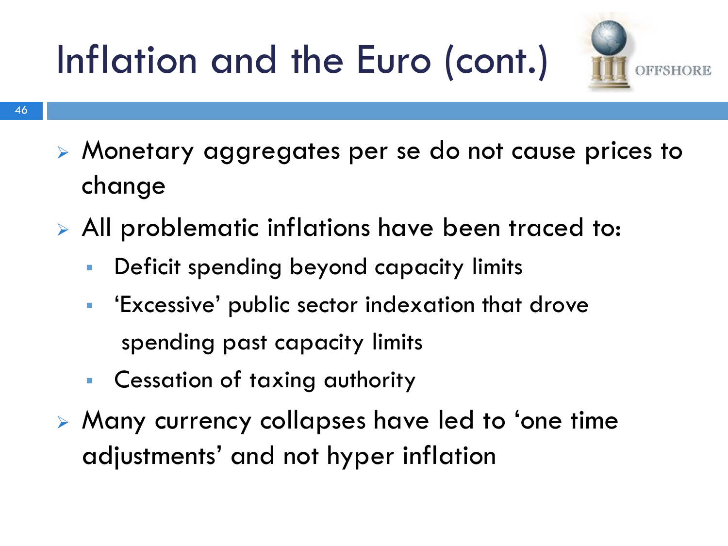# Inflation and the Euro (cont.)

- Monetary aggregates per se do not cause prices to change
- All problematic inflations have been traced to:
  - Deficit spending beyond capacity limits
  - 'Excessive' public sector indexation that drove spending past capacity limits
  - Cessation of taxing authority
- Many currency collapses have led to 'one time adjustments' and not hyper inflation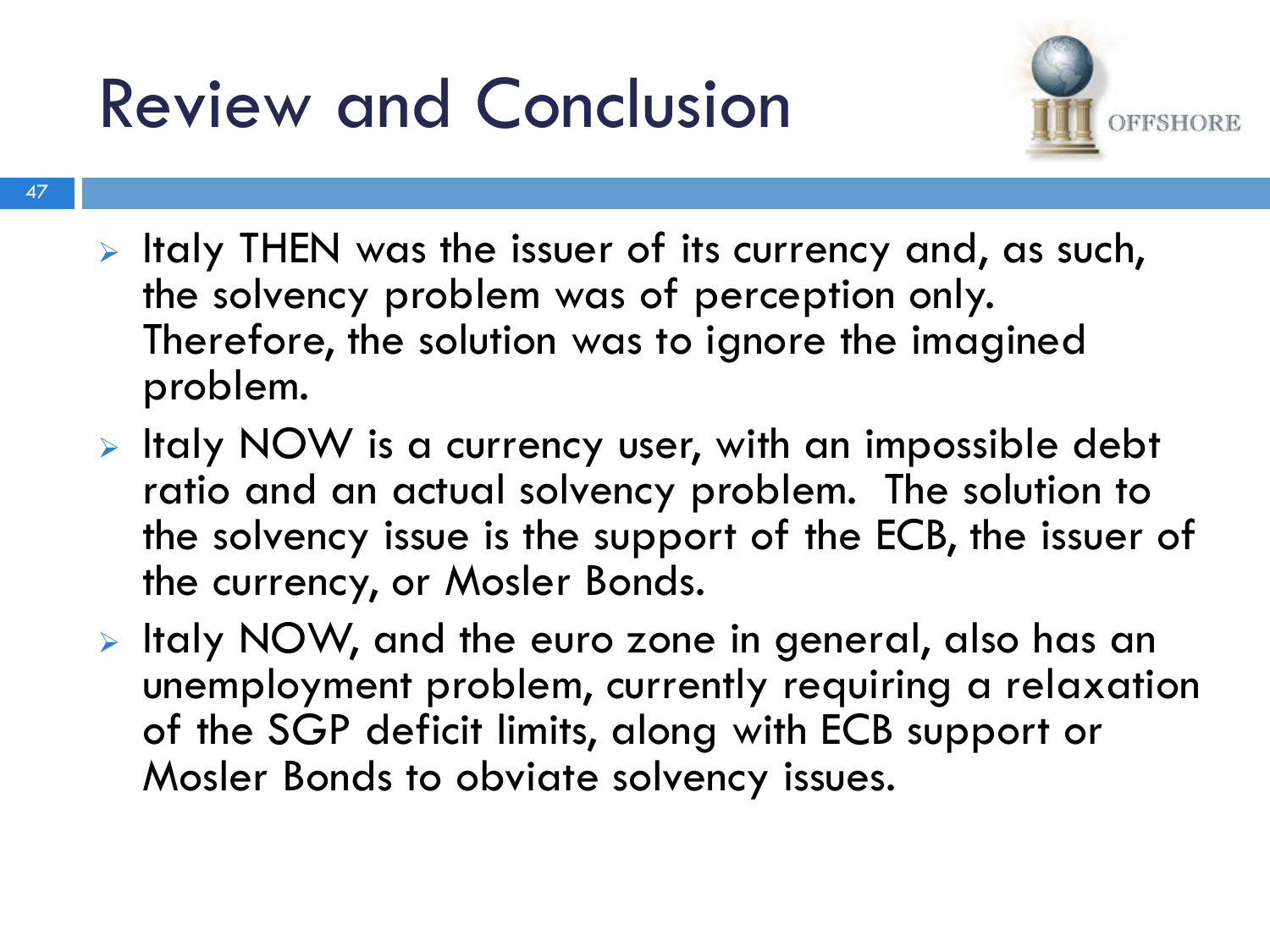# Review and Conclusion

- Italy THEN was the issuer of its currency and, as such, the solvency problem was of perception only. Therefore, the solution was to ignore the imagined problem.
- Italy NOW is a currency user, with an impossible debt ratio and an actual solvency problem. The solution to the solvency issue is the support of the ECB, the issuer of the currency, or Mosler Bonds.
- Italy NOW, and the euro zone in general, also has an unemployment problem, currently requiring a relaxation of the SGP deficit limits, along with ECB support or Mosler Bonds to obviate solvency issues.